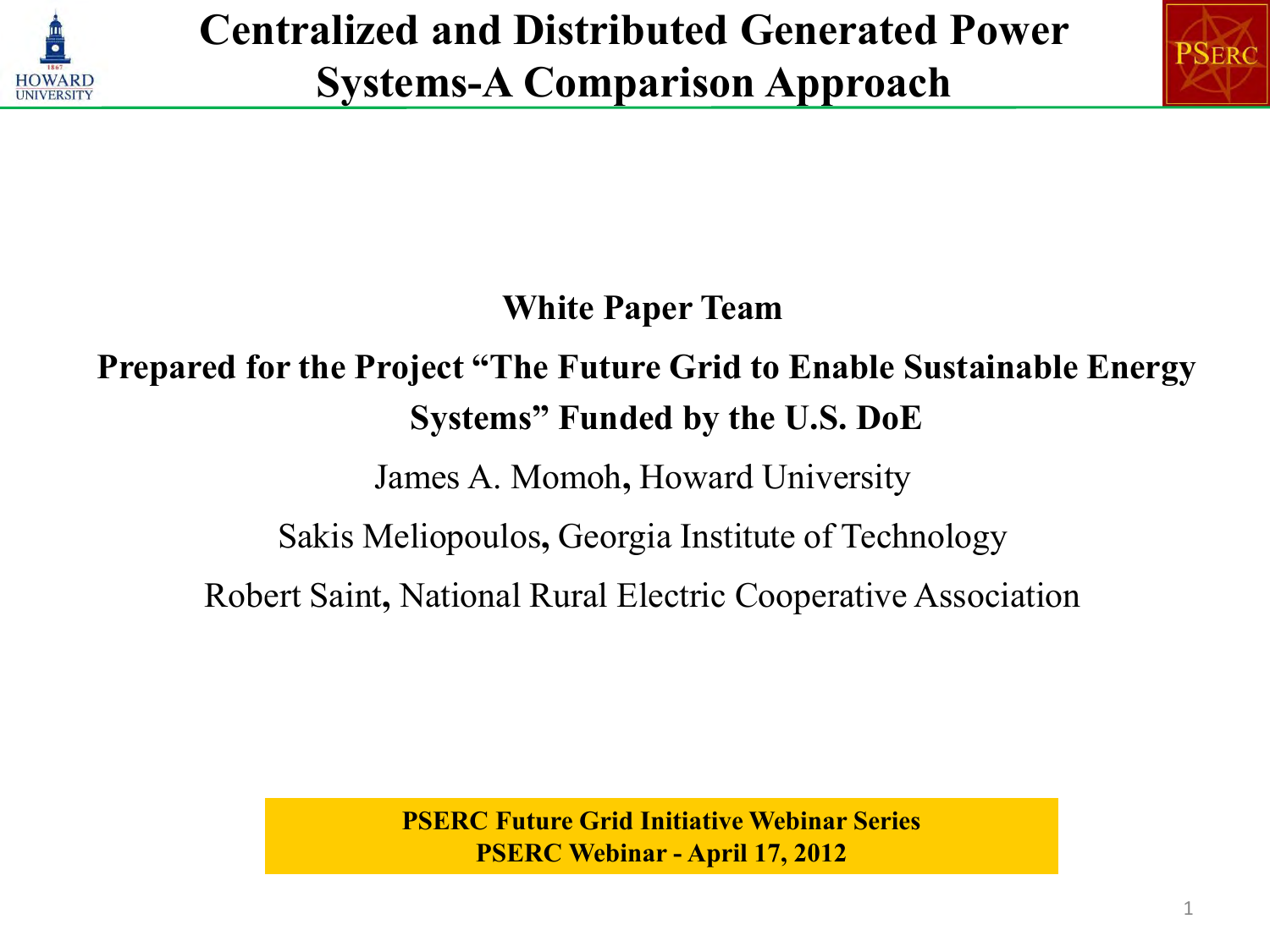# Centralized and Distributed Generated Power Systems-A Comparison Approach

**White Paper Team**

**Prepared for the Project "The Future Grid to Enable Sustainable Energy Systems" Funded by the U.S. DoE**

James A. Momoh**,** Howard University

Sakis Meliopoulos**,** Georgia Institute of Technology

Robert Saint**,** National Rural Electric Cooperative Association

**PSERC Future Grid Initiative Webinar Series**
**PSERC Webinar - April 17, 2012**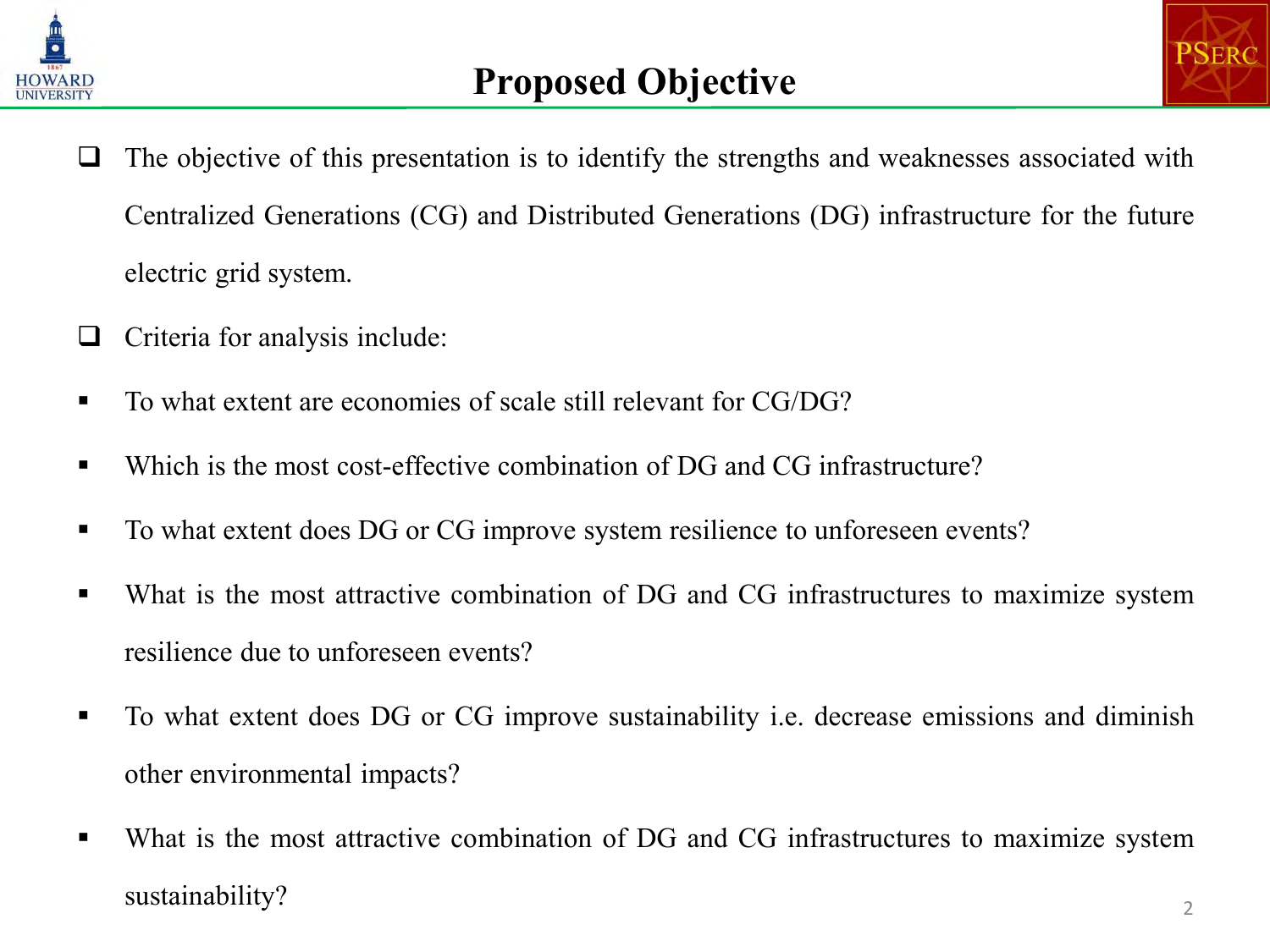# Proposed Objective

- The objective of this presentation is to identify the strengths and weaknesses associated with Centralized Generations (CG) and Distributed Generations (DG) infrastructure for the future electric grid system.
- Criteria for analysis include:
- To what extent are economies of scale still relevant for CG/DG?
- Which is the most cost-effective combination of DG and CG infrastructure?
- To what extent does DG or CG improve system resilience to unforeseen events?
- What is the most attractive combination of DG and CG infrastructures to maximize system resilience due to unforeseen events?
- To what extent does DG or CG improve sustainability i.e. decrease emissions and diminish other environmental impacts?
- What is the most attractive combination of DG and CG infrastructures to maximize system sustainability?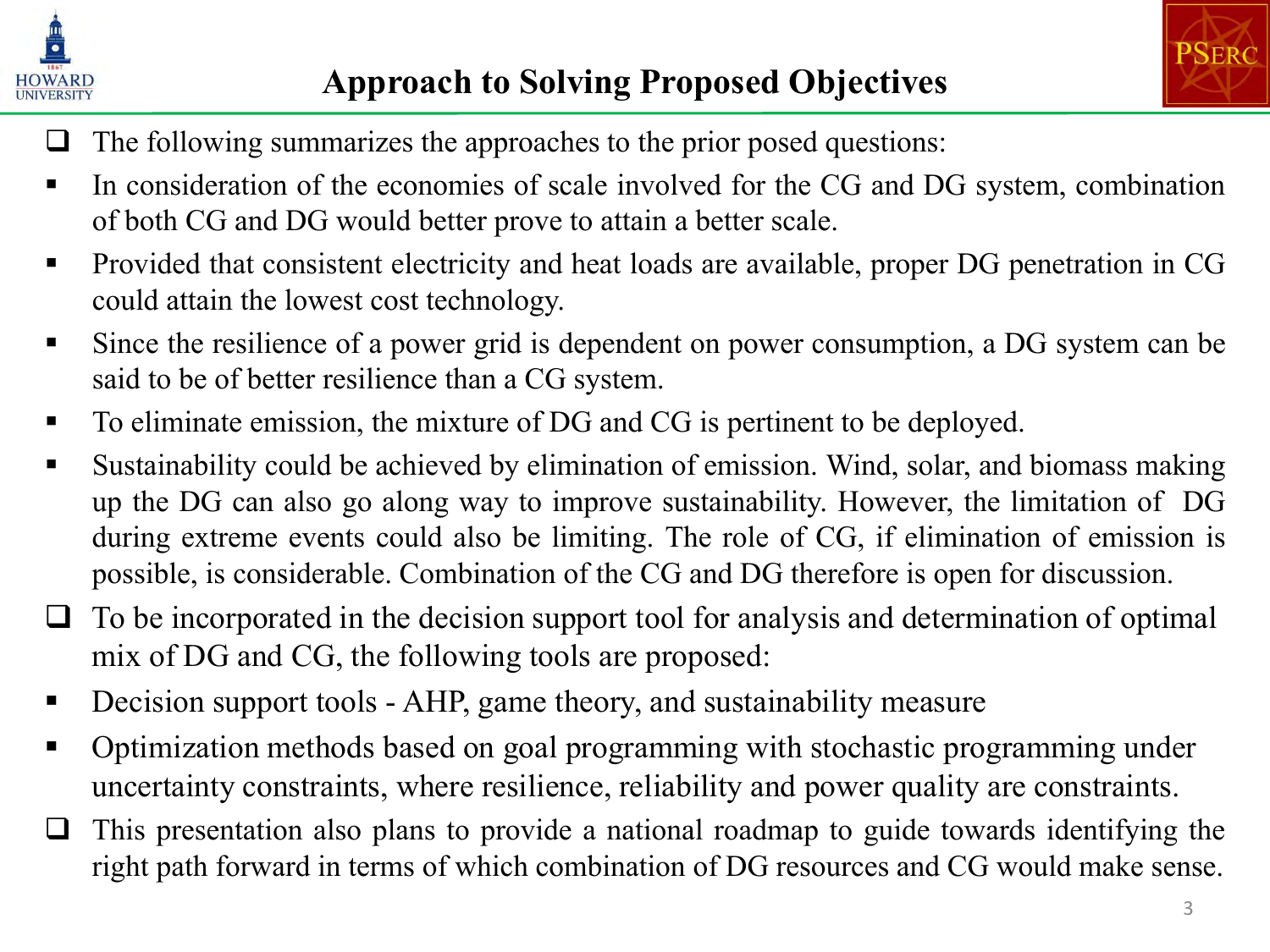# Approach to Solving Proposed Objectives

- The following summarizes the approaches to the prior posed questions:
  - In consideration of the economies of scale involved for the CG and DG system, combination of both CG and DG would better prove to attain a better scale.
  - Provided that consistent electricity and heat loads are available, proper DG penetration in CG could attain the lowest cost technology.
  - Since the resilience of a power grid is dependent on power consumption, a DG system can be said to be of better resilience than a CG system.
  - To eliminate emission, the mixture of DG and CG is pertinent to be deployed.
  - Sustainability could be achieved by elimination of emission. Wind, solar, and biomass making up the DG can also go along way to improve sustainability. However, the limitation of DG during extreme events could also be limiting. The role of CG, if elimination of emission is possible, is considerable. Combination of the CG and DG therefore is open for discussion.
- To be incorporated in the decision support tool for analysis and determination of optimal mix of DG and CG, the following tools are proposed:
  - Decision support tools - AHP, game theory, and sustainability measure
  - Optimization methods based on goal programming with stochastic programming under uncertainty constraints, where resilience, reliability and power quality are constraints.
- This presentation also plans to provide a national roadmap to guide towards identifying the right path forward in terms of which combination of DG resources and CG would make sense.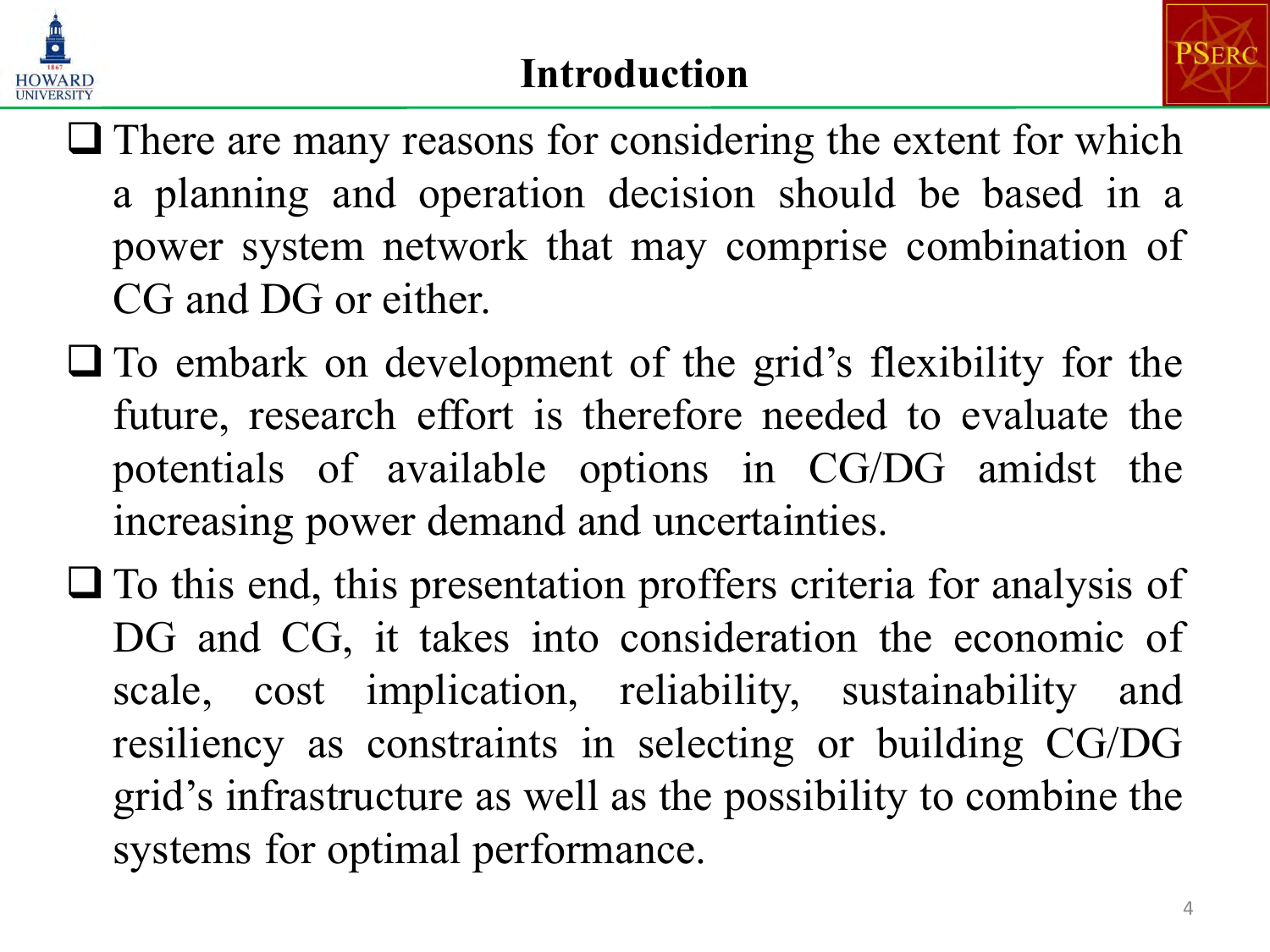# Introduction

- There are many reasons for considering the extent for which a planning and operation decision should be based in a power system network that may comprise combination of CG and DG or either.
- To embark on development of the grid's flexibility for the future, research effort is therefore needed to evaluate the potentials of available options in CG/DG amidst the increasing power demand and uncertainties.
- To this end, this presentation proffers criteria for analysis of DG and CG, it takes into consideration the economic of scale, cost implication, reliability, sustainability and resiliency as constraints in selecting or building CG/DG grid's infrastructure as well as the possibility to combine the systems for optimal performance.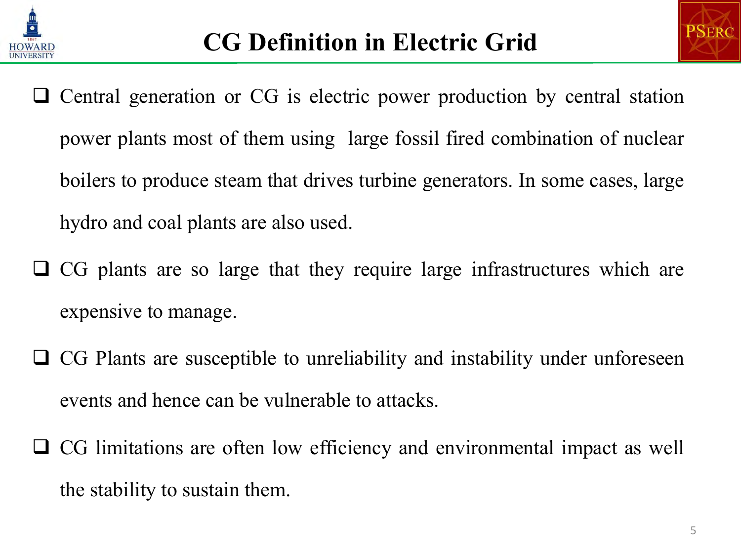# CG Definition in Electric Grid

- Central generation or CG is electric power production by central station power plants most of them using large fossil fired combination of nuclear boilers to produce steam that drives turbine generators. In some cases, large hydro and coal plants are also used.
- CG plants are so large that they require large infrastructures which are expensive to manage.
- CG Plants are susceptible to unreliability and instability under unforeseen events and hence can be vulnerable to attacks.
- CG limitations are often low efficiency and environmental impact as well the stability to sustain them.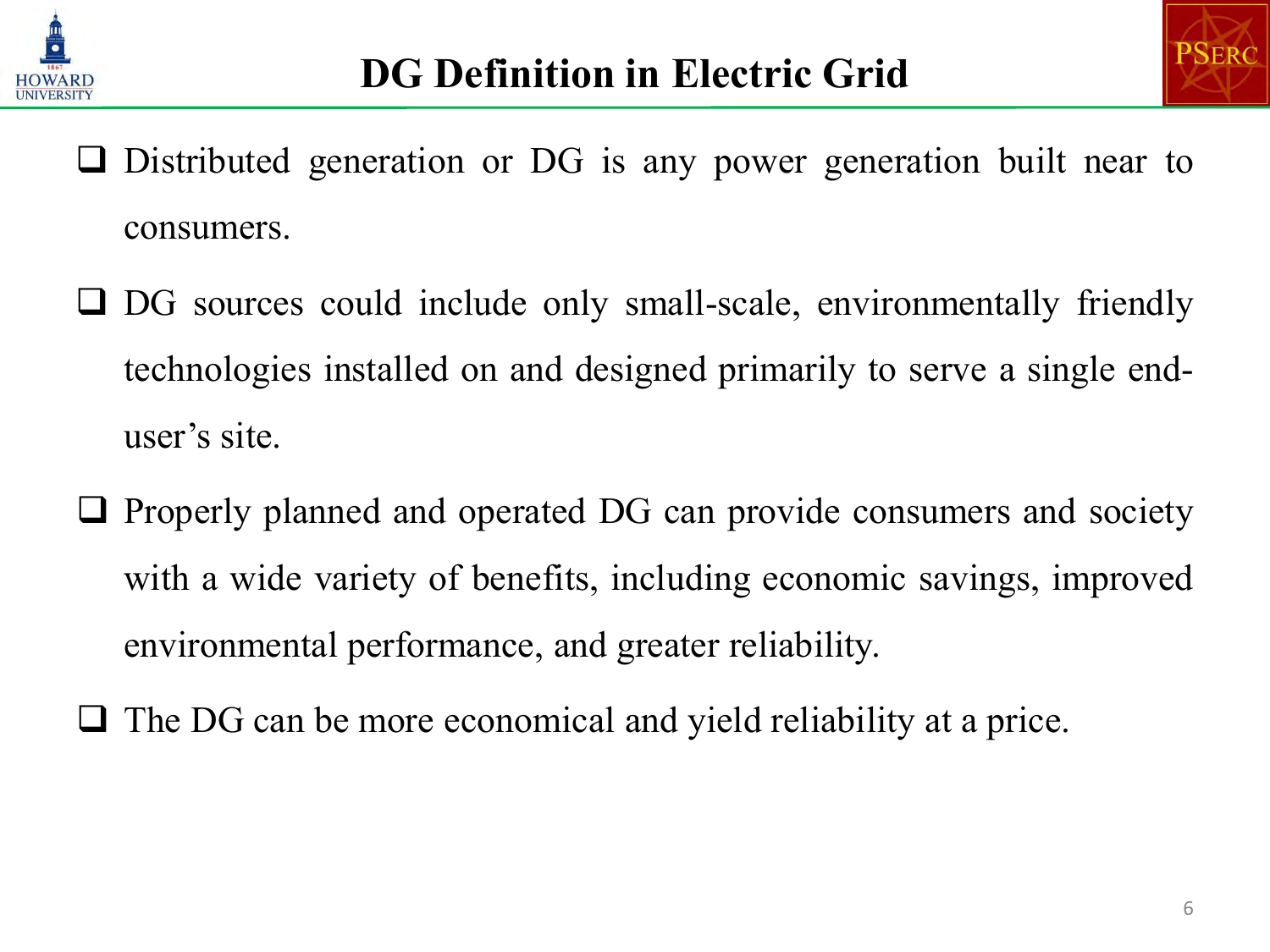# DG Definition in Electric Grid

- Distributed generation or DG is any power generation built near to consumers.
- DG sources could include only small-scale, environmentally friendly technologies installed on and designed primarily to serve a single end-user's site.
- Properly planned and operated DG can provide consumers and society with a wide variety of benefits, including economic savings, improved environmental performance, and greater reliability.
- The DG can be more economical and yield reliability at a price.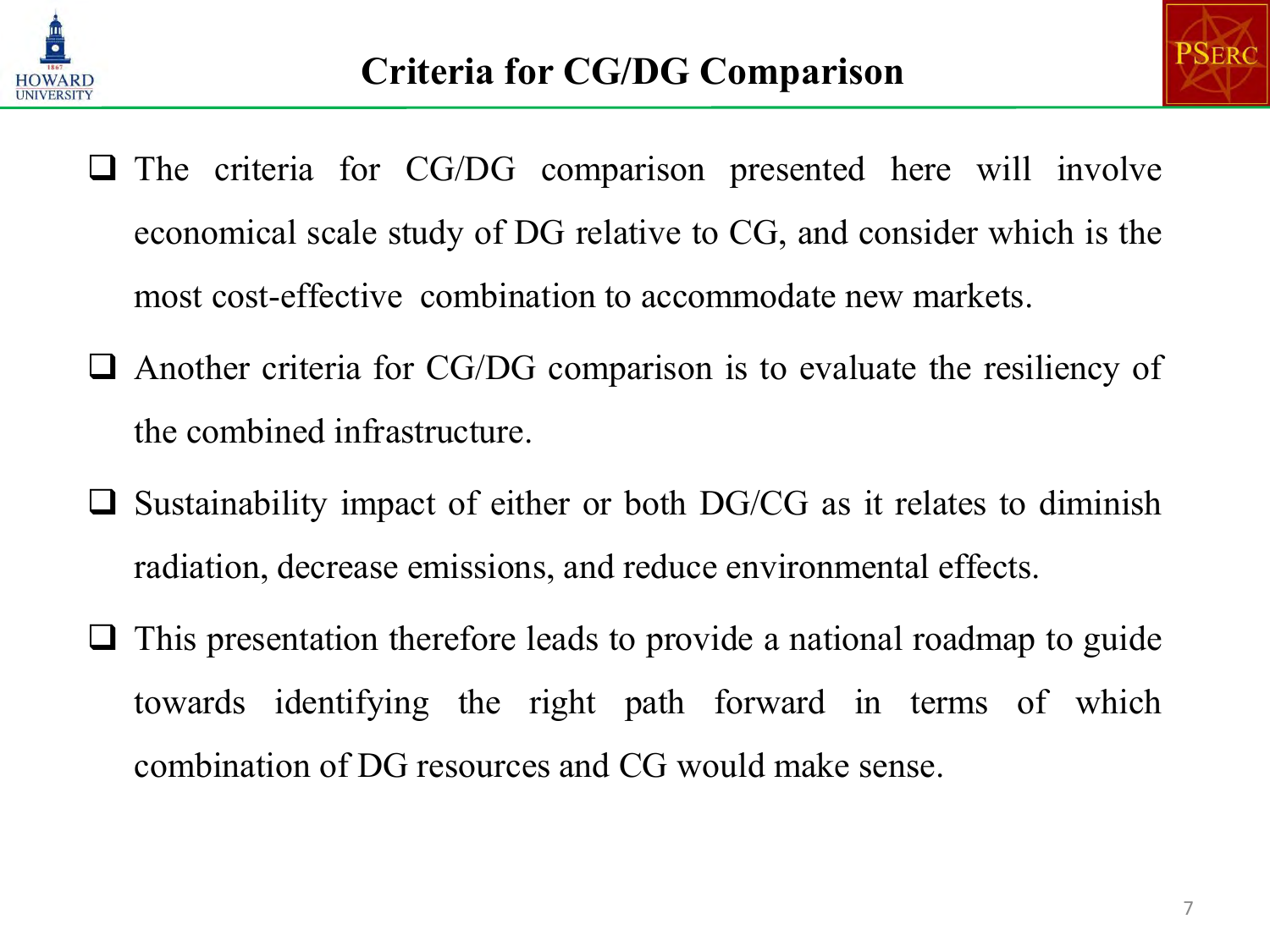# Criteria for CG/DG Comparison

- The criteria for CG/DG comparison presented here will involve economical scale study of DG relative to CG, and consider which is the most cost-effective combination to accommodate new markets.
- Another criteria for CG/DG comparison is to evaluate the resiliency of the combined infrastructure.
- Sustainability impact of either or both DG/CG as it relates to diminish radiation, decrease emissions, and reduce environmental effects.
- This presentation therefore leads to provide a national roadmap to guide towards identifying the right path forward in terms of which combination of DG resources and CG would make sense.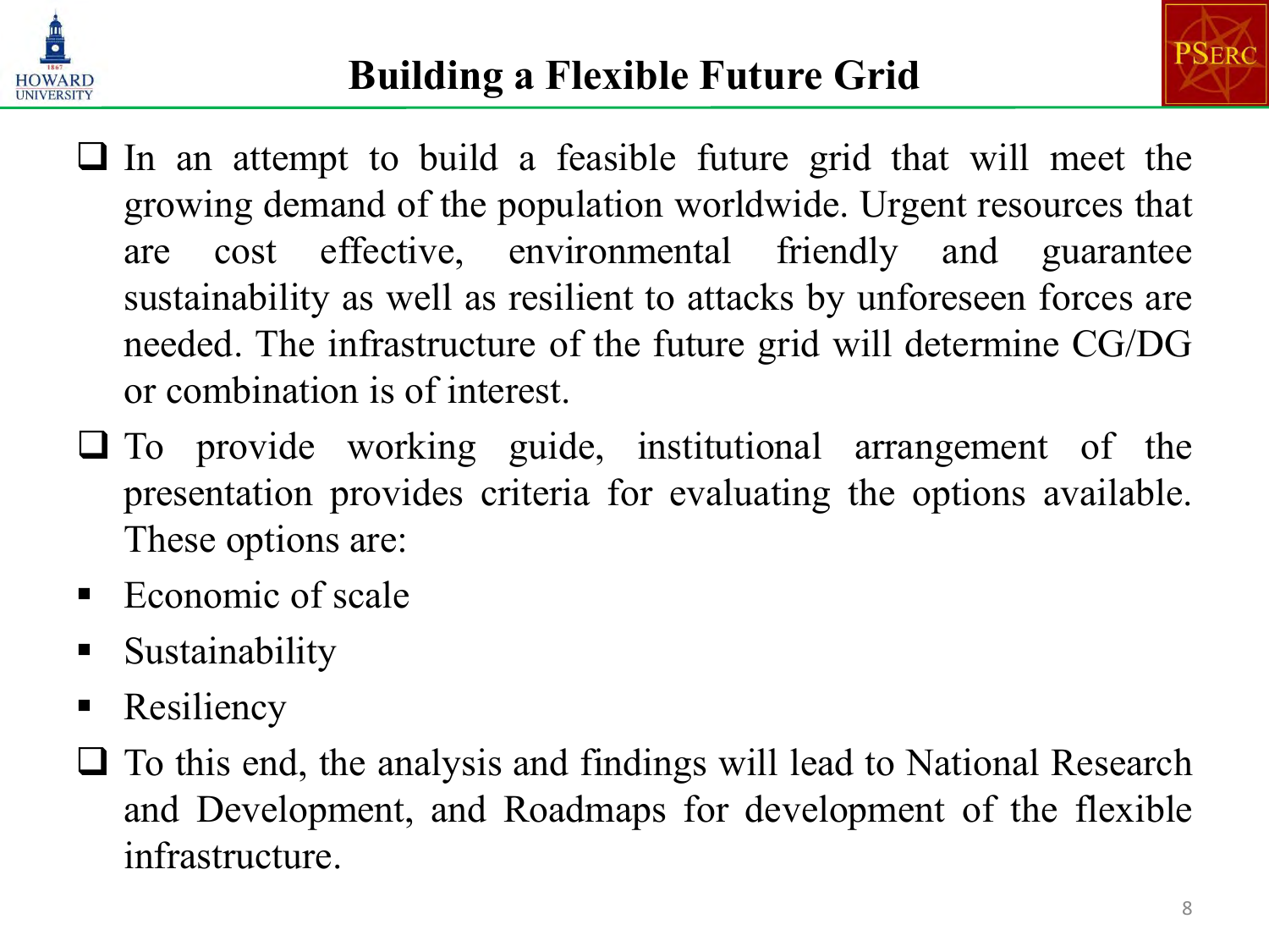# Building a Flexible Future Grid

- In an attempt to build a feasible future grid that will meet the growing demand of the population worldwide. Urgent resources that are cost effective, environmental friendly and guarantee sustainability as well as resilient to attacks by unforeseen forces are needed. The infrastructure of the future grid will determine CG/DG or combination is of interest.
- To provide working guide, institutional arrangement of the presentation provides criteria for evaluating the options available. These options are:
  - Economic of scale
  - Sustainability
  - Resiliency
- To this end, the analysis and findings will lead to National Research and Development, and Roadmaps for development of the flexible infrastructure.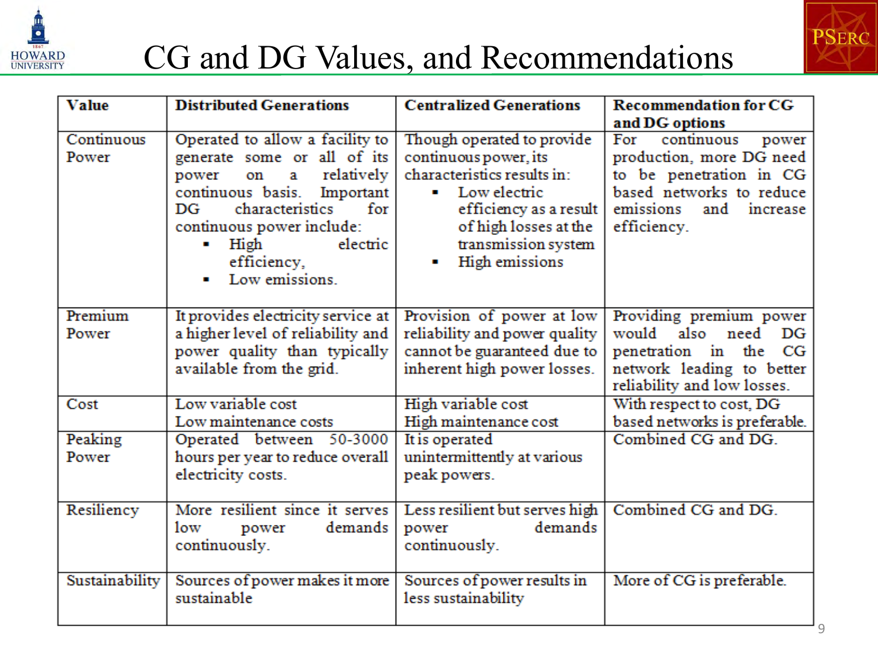# CG and DG Values, and Recommendations

| Value | Distributed Generations | Centralized Generations | Recommendation for CG and DG options |
|---|---|---|---|
| Continuous Power | Operated to allow a facility to generate some or all of its power on a relatively continuous basis. Important DG characteristics for continuous power include: <br>▪ High electric efficiency, <br>▪ Low emissions. | Though operated to provide continuous power, its characteristics results in: <br>▪ Low electric efficiency as a result of high losses at the transmission system <br>▪ High emissions | For continuous power production, more DG need to be penetration in CG based networks to reduce emissions and increase efficiency. |
| Premium Power | It provides electricity service at a higher level of reliability and power quality than typically available from the grid. | Provision of power at low reliability and power quality cannot be guaranteed due to inherent high power losses. | Providing premium power would also need DG penetration in the CG network leading to better reliability and low losses. |
| Cost | Low variable cost <br>Low maintenance costs | High variable cost <br>High maintenance cost | With respect to cost, DG based networks is preferable. |
| Peaking Power | Operated between 50-3000 hours per year to reduce overall electricity costs. | It is operated unintermittently at various peak powers. | Combined CG and DG. |
| Resiliency | More resilient since it serves low power demands continuously. | Less resilient but serves high power demands continuously. | Combined CG and DG. |
| Sustainability | Sources of power makes it more sustainable | Sources of power results in less sustainability | More of CG is preferable. |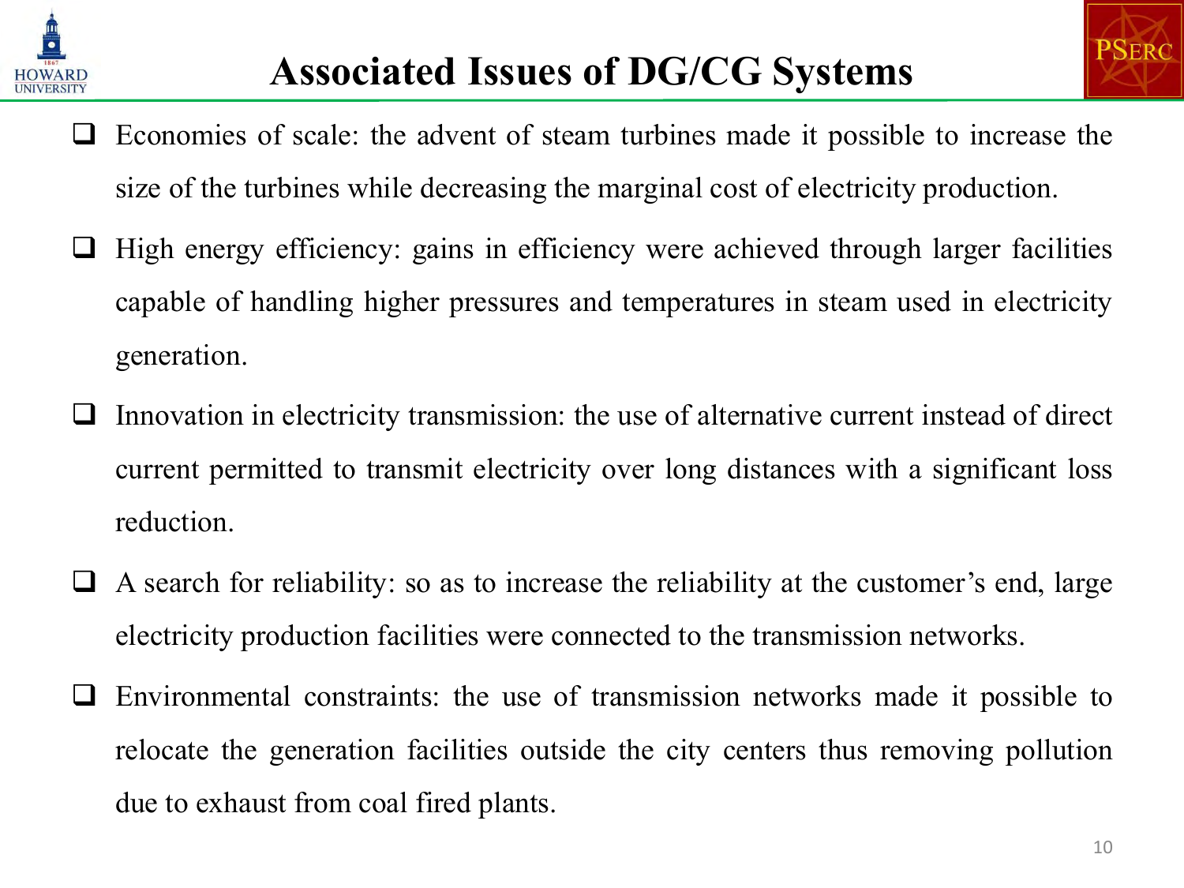# Associated Issues of DG/CG Systems

- Economies of scale: the advent of steam turbines made it possible to increase the size of the turbines while decreasing the marginal cost of electricity production.
- High energy efficiency: gains in efficiency were achieved through larger facilities capable of handling higher pressures and temperatures in steam used in electricity generation.
- Innovation in electricity transmission: the use of alternative current instead of direct current permitted to transmit electricity over long distances with a significant loss reduction.
- A search for reliability: so as to increase the reliability at the customer's end, large electricity production facilities were connected to the transmission networks.
- Environmental constraints: the use of transmission networks made it possible to relocate the generation facilities outside the city centers thus removing pollution due to exhaust from coal fired plants.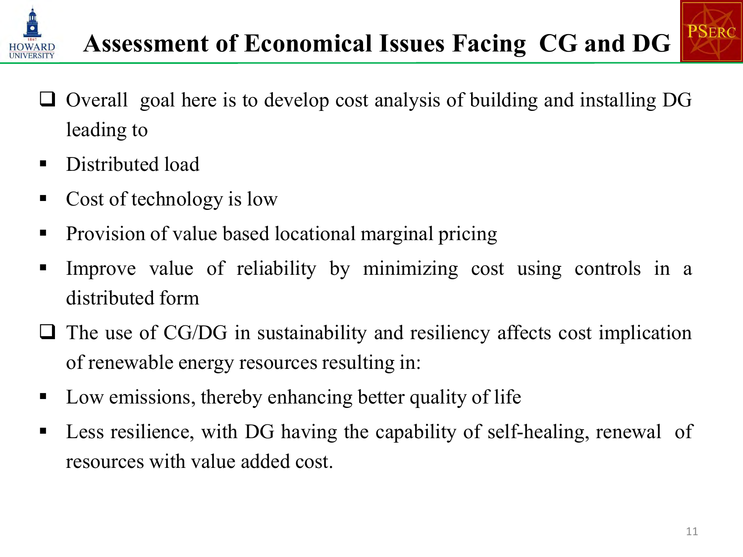# Assessment of Economical Issues Facing CG and DG

- Overall goal here is to develop cost analysis of building and installing DG leading to
  - Distributed load
  - Cost of technology is low
  - Provision of value based locational marginal pricing
  - Improve value of reliability by minimizing cost using controls in a distributed form
- The use of CG/DG in sustainability and resiliency affects cost implication of renewable energy resources resulting in:
  - Low emissions, thereby enhancing better quality of life
  - Less resilience, with DG having the capability of self-healing, renewal of resources with value added cost.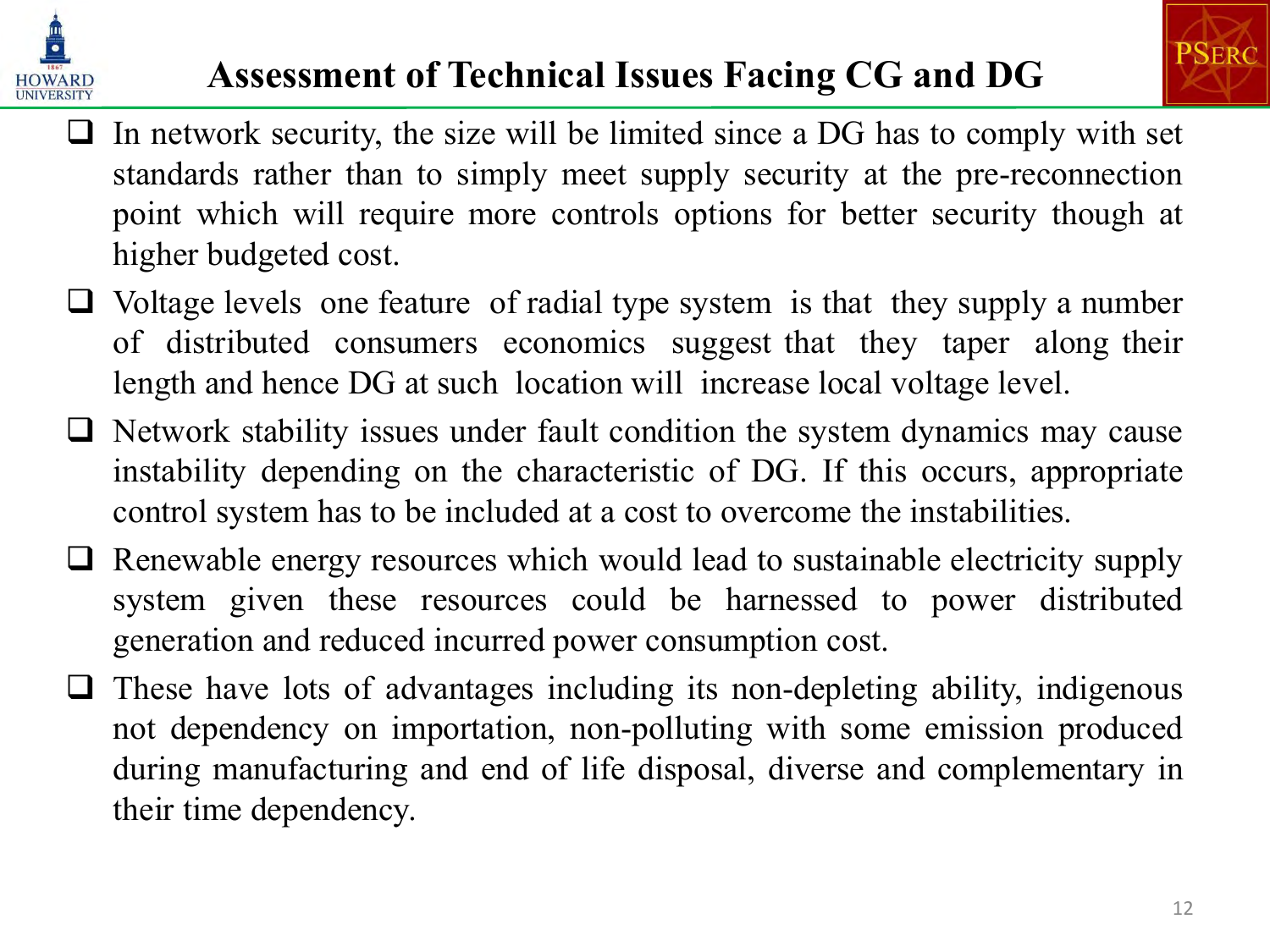# Assessment of Technical Issues Facing CG and DG

- In network security, the size will be limited since a DG has to comply with set standards rather than to simply meet supply security at the pre-reconnection point which will require more controls options for better security though at higher budgeted cost.
- Voltage levels one feature of radial type system is that they supply a number of distributed consumers economics suggest that they taper along their length and hence DG at such location will increase local voltage level.
- Network stability issues under fault condition the system dynamics may cause instability depending on the characteristic of DG. If this occurs, appropriate control system has to be included at a cost to overcome the instabilities.
- Renewable energy resources which would lead to sustainable electricity supply system given these resources could be harnessed to power distributed generation and reduced incurred power consumption cost.
- These have lots of advantages including its non-depleting ability, indigenous not dependency on importation, non-polluting with some emission produced during manufacturing and end of life disposal, diverse and complementary in their time dependency.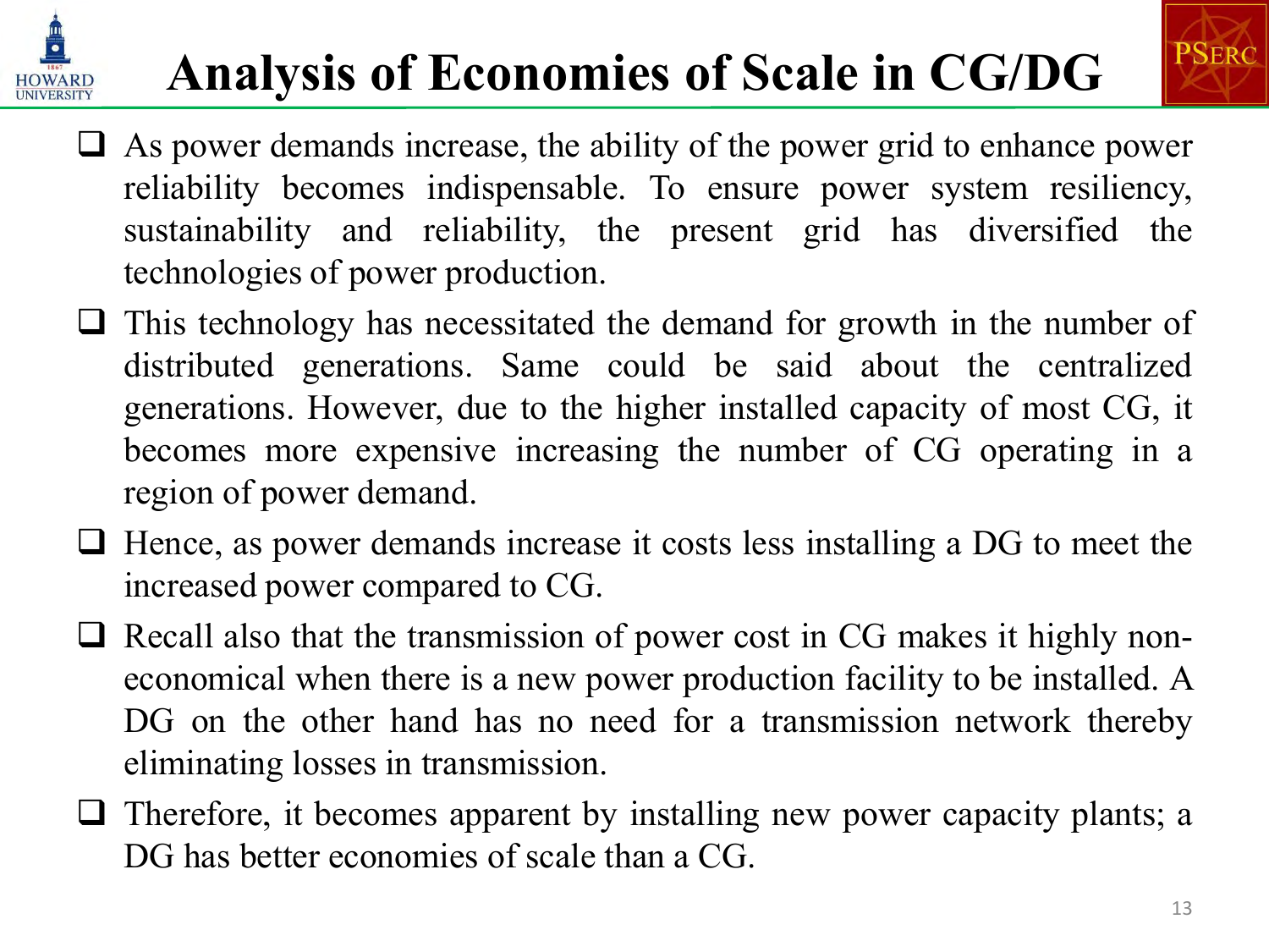# Analysis of Economies of Scale in CG/DG

- As power demands increase, the ability of the power grid to enhance power reliability becomes indispensable. To ensure power system resiliency, sustainability and reliability, the present grid has diversified the technologies of power production.
- This technology has necessitated the demand for growth in the number of distributed generations. Same could be said about the centralized generations. However, due to the higher installed capacity of most CG, it becomes more expensive increasing the number of CG operating in a region of power demand.
- Hence, as power demands increase it costs less installing a DG to meet the increased power compared to CG.
- Recall also that the transmission of power cost in CG makes it highly non-economical when there is a new power production facility to be installed. A DG on the other hand has no need for a transmission network thereby eliminating losses in transmission.
- Therefore, it becomes apparent by installing new power capacity plants; a DG has better economies of scale than a CG.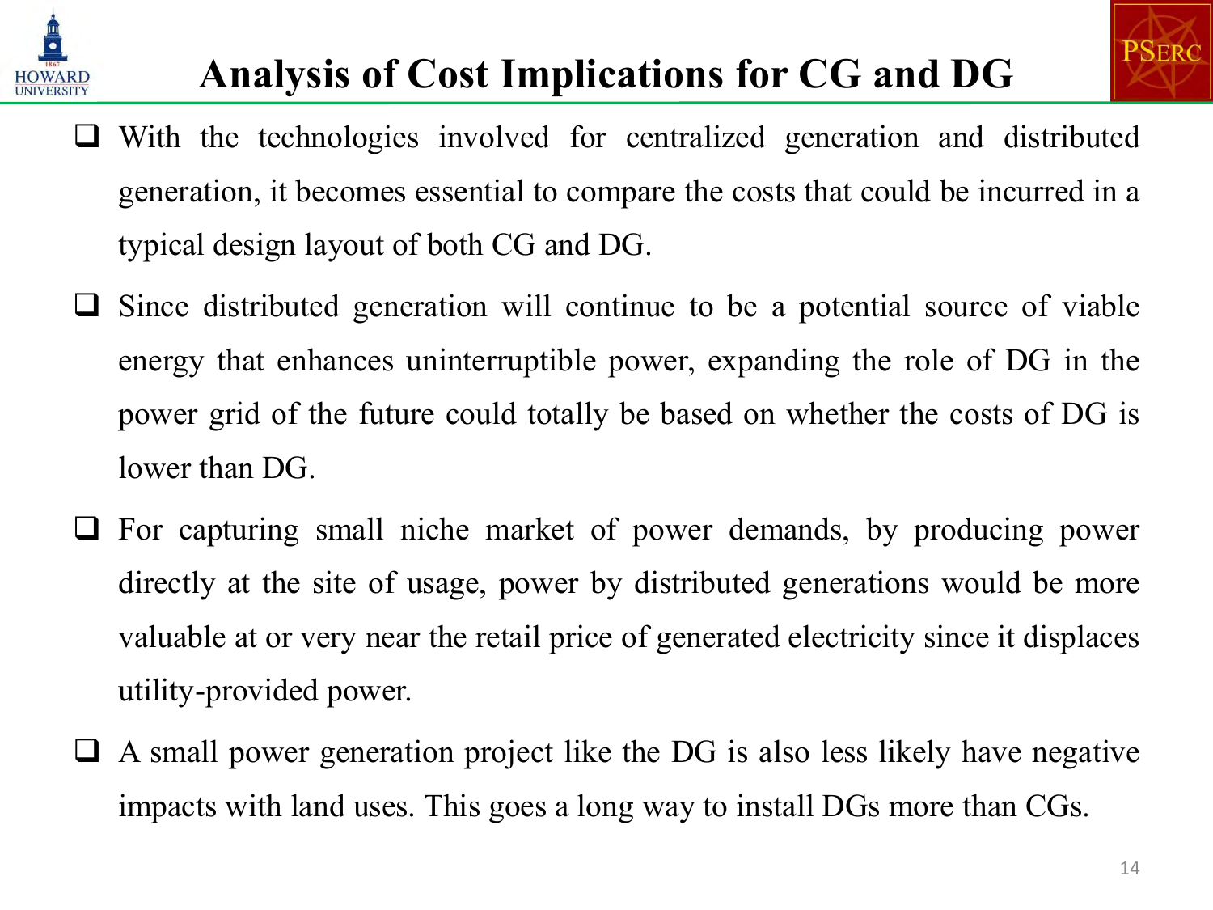# Analysis of Cost Implications for CG and DG

- With the technologies involved for centralized generation and distributed generation, it becomes essential to compare the costs that could be incurred in a typical design layout of both CG and DG.
- Since distributed generation will continue to be a potential source of viable energy that enhances uninterruptible power, expanding the role of DG in the power grid of the future could totally be based on whether the costs of DG is lower than DG.
- For capturing small niche market of power demands, by producing power directly at the site of usage, power by distributed generations would be more valuable at or very near the retail price of generated electricity since it displaces utility-provided power.
- A small power generation project like the DG is also less likely have negative impacts with land uses. This goes a long way to install DGs more than CGs.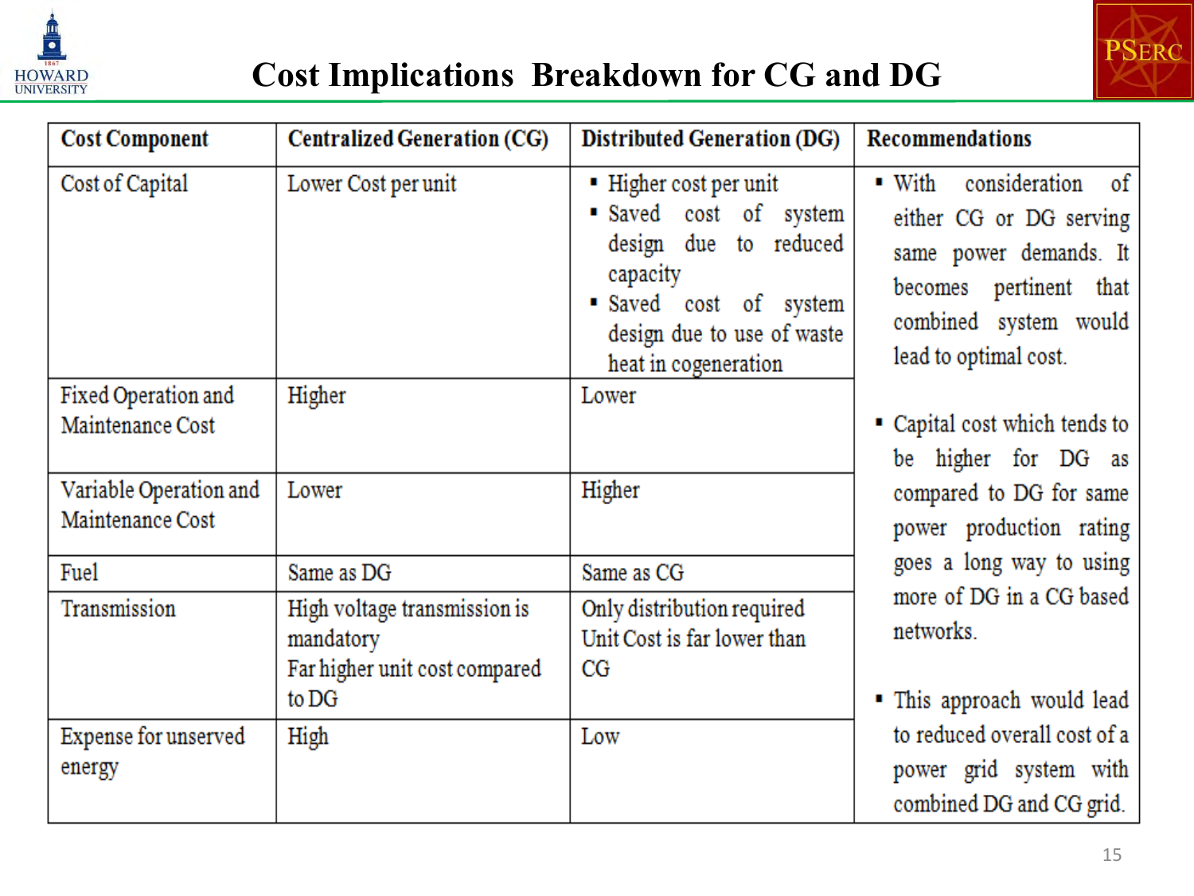# Cost Implications Breakdown for CG and DG

| Cost Component | Centralized Generation (CG) | Distributed Generation (DG) | Recommendations |
|---|---|---|---|
| Cost of Capital | Lower Cost per unit | ▪ Higher cost per unit<br>▪ Saved cost of system design due to reduced capacity<br>▪ Saved cost of system design due to use of waste heat in cogeneration | ▪ With consideration of either CG or DG serving same power demands. It becomes pertinent that combined system would lead to optimal cost.<br><br>▪ Capital cost which tends to be higher for DG as compared to DG for same power production rating goes a long way to using more of DG in a CG based networks.<br><br>▪ This approach would lead to reduced overall cost of a power grid system with combined DG and CG grid. |
| Fixed Operation and Maintenance Cost | Higher | Lower | |
| Variable Operation and Maintenance Cost | Lower | Higher | |
| Fuel | Same as DG | Same as CG | |
| Transmission | High voltage transmission is mandatory<br>Far higher unit cost compared to DG | Only distribution required<br>Unit Cost is far lower than CG | |
| Expense for unserved energy | High | Low | |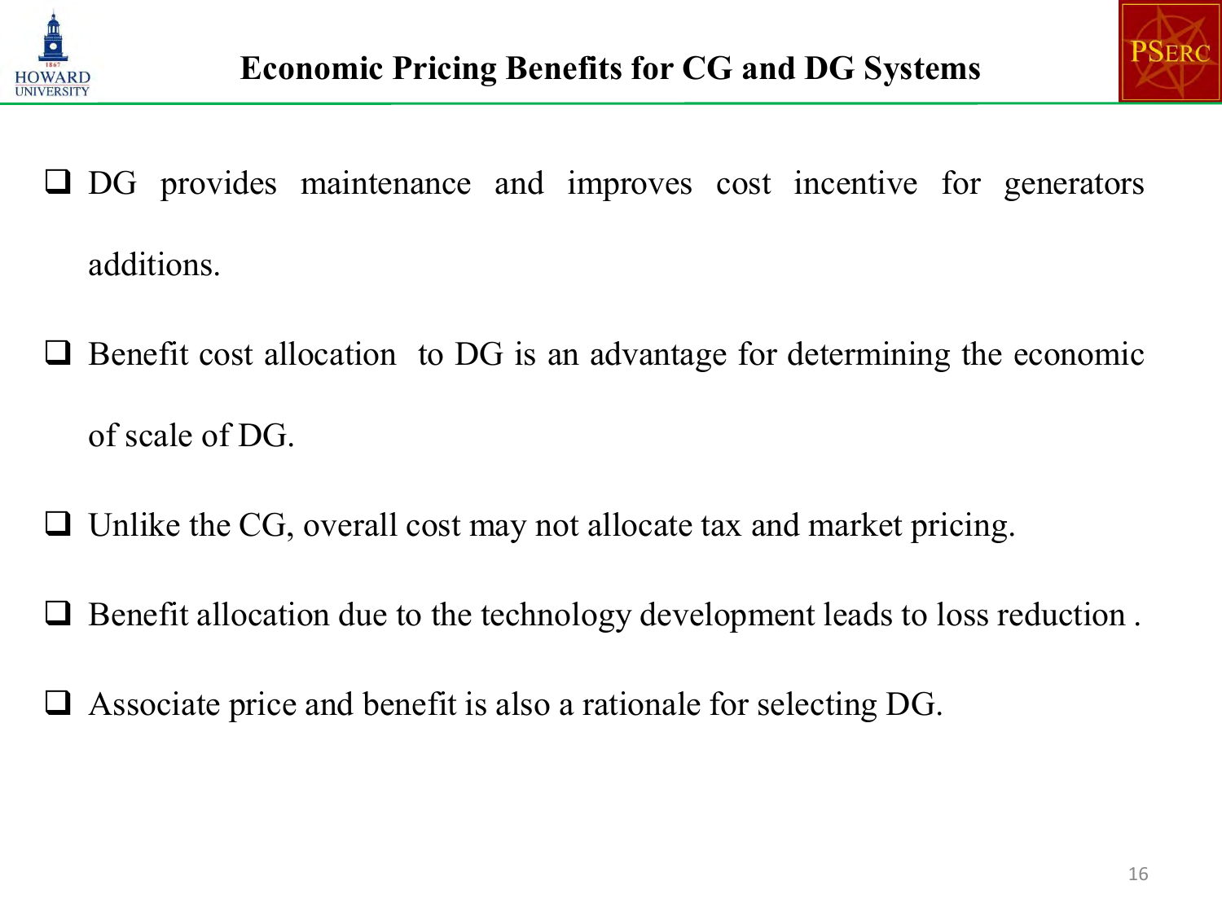# Economic Pricing Benefits for CG and DG Systems

- DG provides maintenance and improves cost incentive for generators additions.
- Benefit cost allocation to DG is an advantage for determining the economic of scale of DG.
- Unlike the CG, overall cost may not allocate tax and market pricing.
- Benefit allocation due to the technology development leads to loss reduction .
- Associate price and benefit is also a rationale for selecting DG.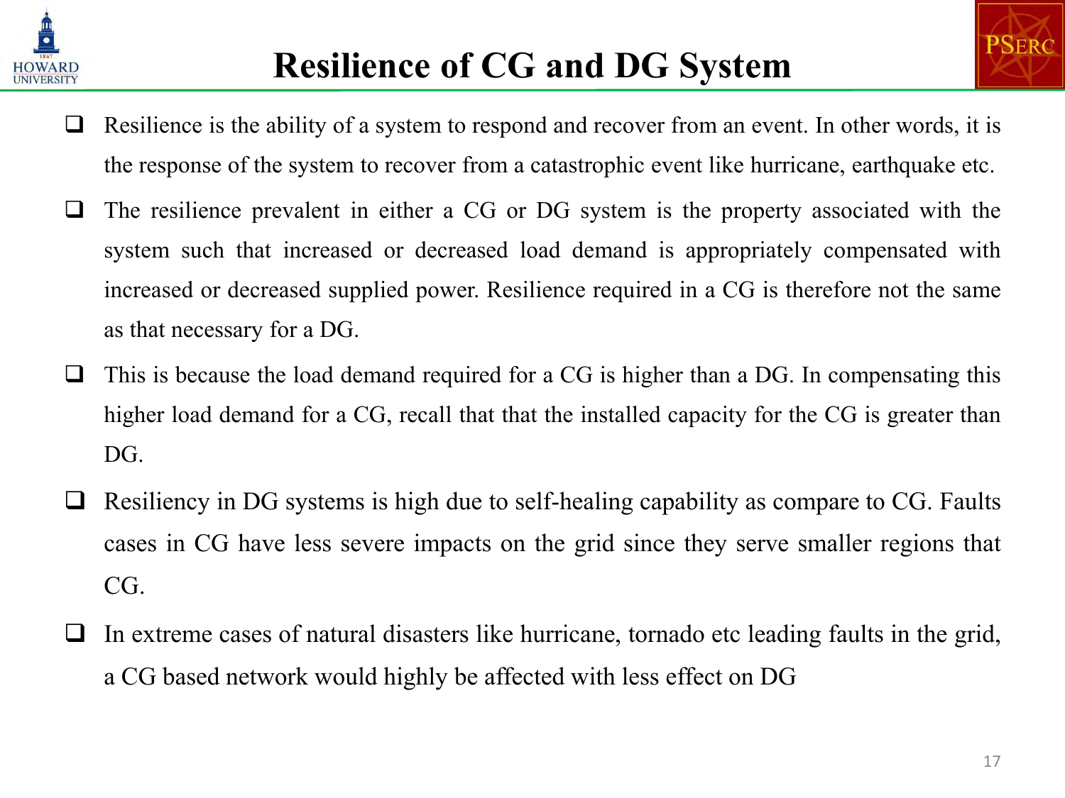# Resilience of CG and DG System

- Resilience is the ability of a system to respond and recover from an event. In other words, it is the response of the system to recover from a catastrophic event like hurricane, earthquake etc.
- The resilience prevalent in either a CG or DG system is the property associated with the system such that increased or decreased load demand is appropriately compensated with increased or decreased supplied power. Resilience required in a CG is therefore not the same as that necessary for a DG.
- This is because the load demand required for a CG is higher than a DG. In compensating this higher load demand for a CG, recall that that the installed capacity for the CG is greater than DG.
- Resiliency in DG systems is high due to self-healing capability as compare to CG. Faults cases in CG have less severe impacts on the grid since they serve smaller regions that CG.
- In extreme cases of natural disasters like hurricane, tornado etc leading faults in the grid, a CG based network would highly be affected with less effect on DG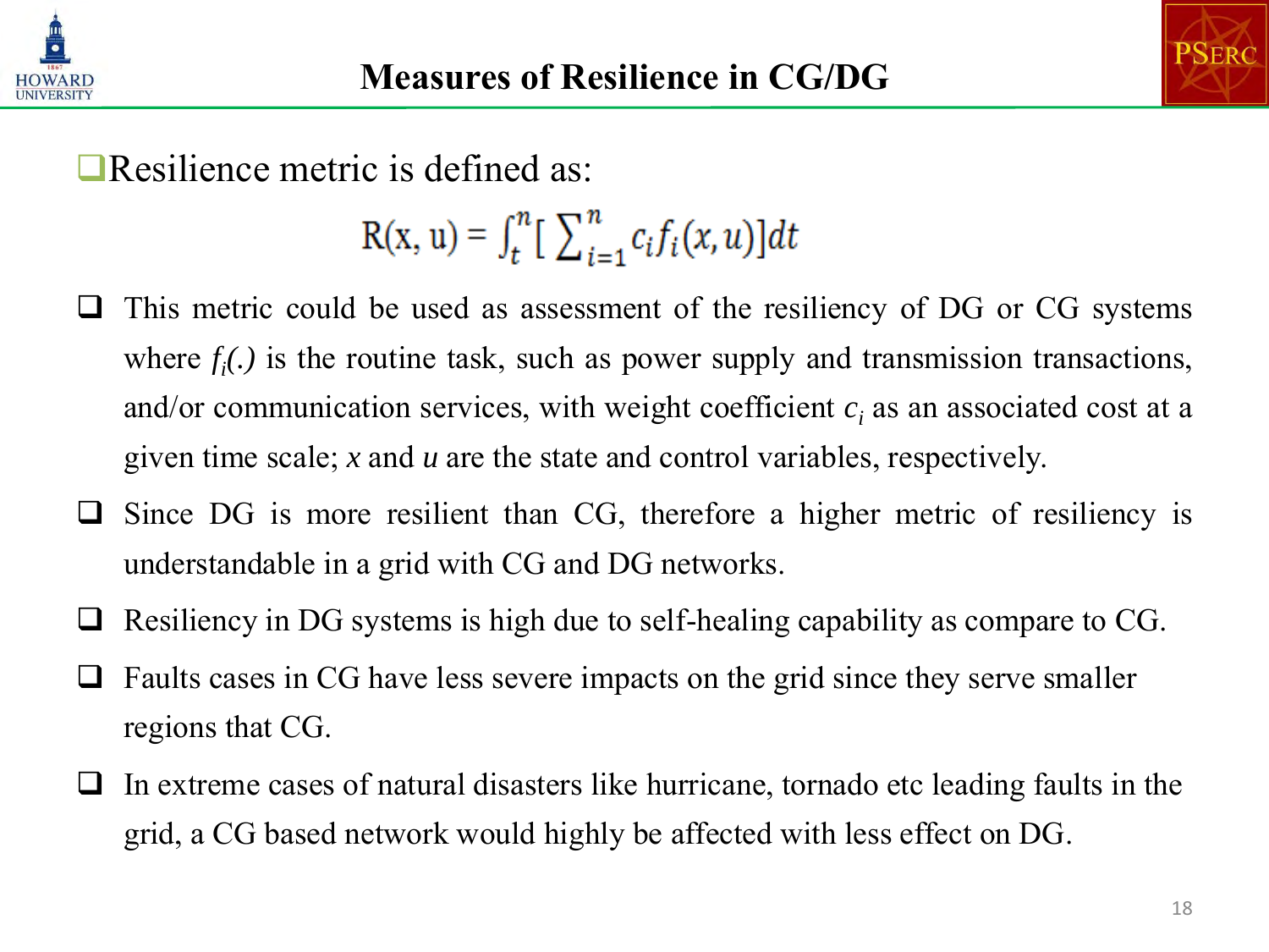# Measures of Resilience in CG/DG

- Resilience metric is defined as:

$$R(x, u) = \int_t^n [\sum_{i=1}^n c_i f_i(x, u)] dt$$

- This metric could be used as assessment of the resiliency of DG or CG systems where $f_i(.)$ is the routine task, such as power supply and transmission transactions, and/or communication services, with weight coefficient $c_i$ as an associated cost at a given time scale; $x$ and $u$ are the state and control variables, respectively.
- Since DG is more resilient than CG, therefore a higher metric of resiliency is understandable in a grid with CG and DG networks.
- Resiliency in DG systems is high due to self-healing capability as compare to CG.
- Faults cases in CG have less severe impacts on the grid since they serve smaller regions that CG.
- In extreme cases of natural disasters like hurricane, tornado etc leading faults in the grid, a CG based network would highly be affected with less effect on DG.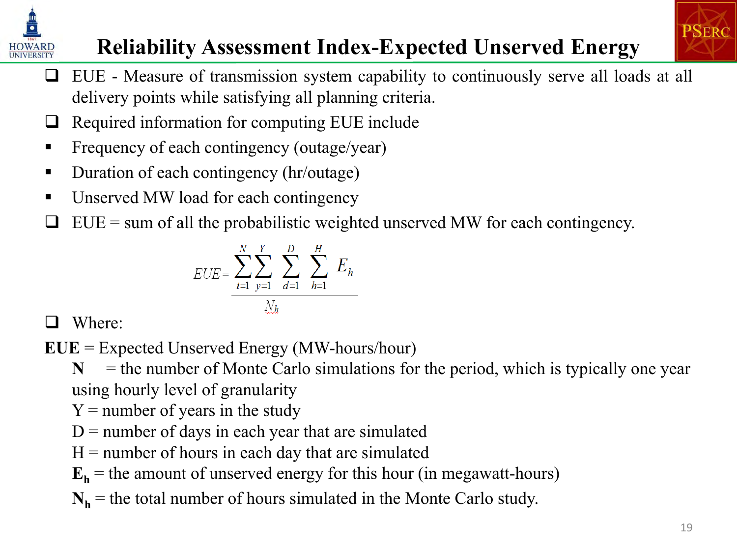# Reliability Assessment Index-Expected Unserved Energy

- ❑ EUE - Measure of transmission system capability to continuously serve all loads at all delivery points while satisfying all planning criteria.
- ❑ Required information for computing EUE include
  - Frequency of each contingency (outage/year)
  - Duration of each contingency (hr/outage)
  - Unserved MW load for each contingency
- ❑ EUE = sum of all the probabilistic weighted unserved MW for each contingency.

$$EUE = \frac{\sum_{i=1}^{N} \sum_{y=1}^{Y} \sum_{d=1}^{D} \sum_{h=1}^{H} E_h}{N_h}$$

- ❑ Where:

**EUE** = Expected Unserved Energy (MW-hours/hour)

N = the number of Monte Carlo simulations for the period, which is typically one year using hourly level of granularity

Y = number of years in the study

D = number of days in each year that are simulated

H = number of hours in each day that are simulated

$\mathbf{E_h}$ = the amount of unserved energy for this hour (in megawatt-hours)

$\mathbf{N_h}$ = the total number of hours simulated in the Monte Carlo study.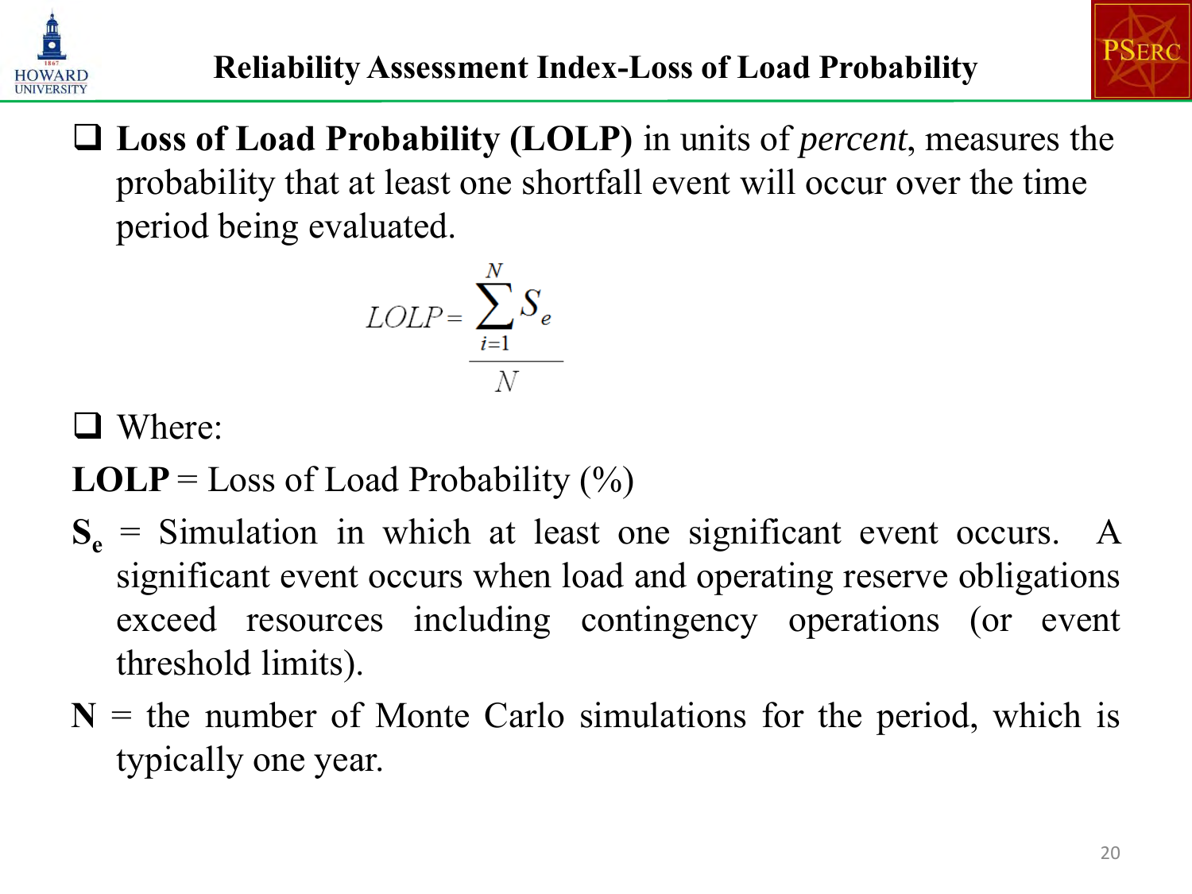## Reliability Assessment Index-Loss of Load Probability

- **Loss of Load Probability (LOLP)** in units of *percent*, measures the probability that at least one shortfall event will occur over the time period being evaluated.

$$LOLP = \frac{\sum_{i=1}^{N} S_e}{N}$$

- Where:

**LOLP** = Loss of Load Probability (%)

$\mathbf{S_e}$ = Simulation in which at least one significant event occurs. A significant event occurs when load and operating reserve obligations exceed resources including contingency operations (or event threshold limits).

**N** = the number of Monte Carlo simulations for the period, which is typically one year.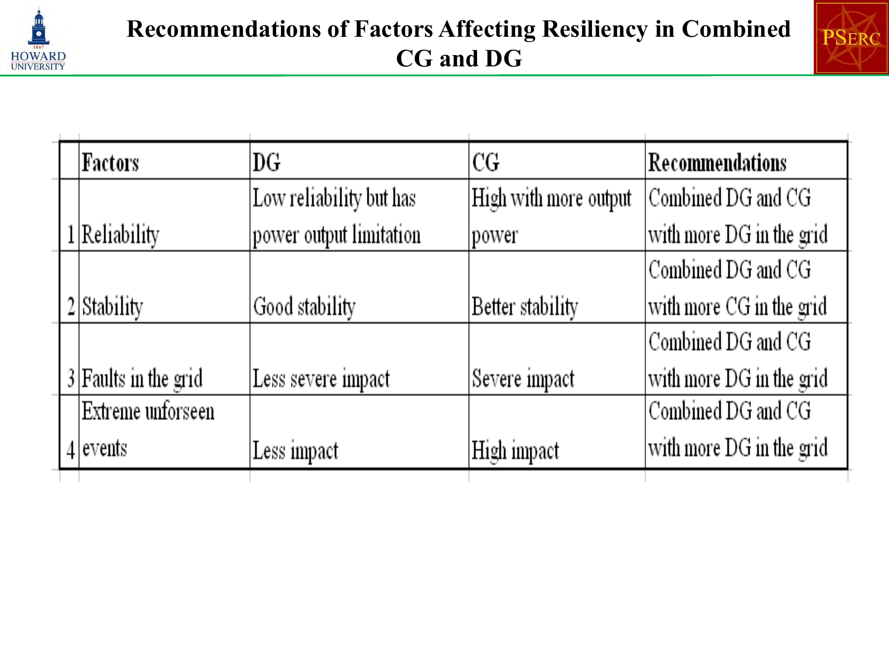# Recommendations of Factors Affecting Resiliency in Combined CG and DG

| | Factors | DG | CG | Recommendations |
|---|---|---|---|---|
| 1 | Reliability | Low reliability but has power output limitation | High with more output power | Combined DG and CG with more DG in the grid |
| 2 | Stability | Good stability | Better stability | Combined DG and CG with more CG in the grid |
| 3 | Faults in the grid | Less severe impact | Severe impact | Combined DG and CG with more DG in the grid |
| 4 | Extreme unforseen events | Less impact | High impact | Combined DG and CG with more DG in the grid |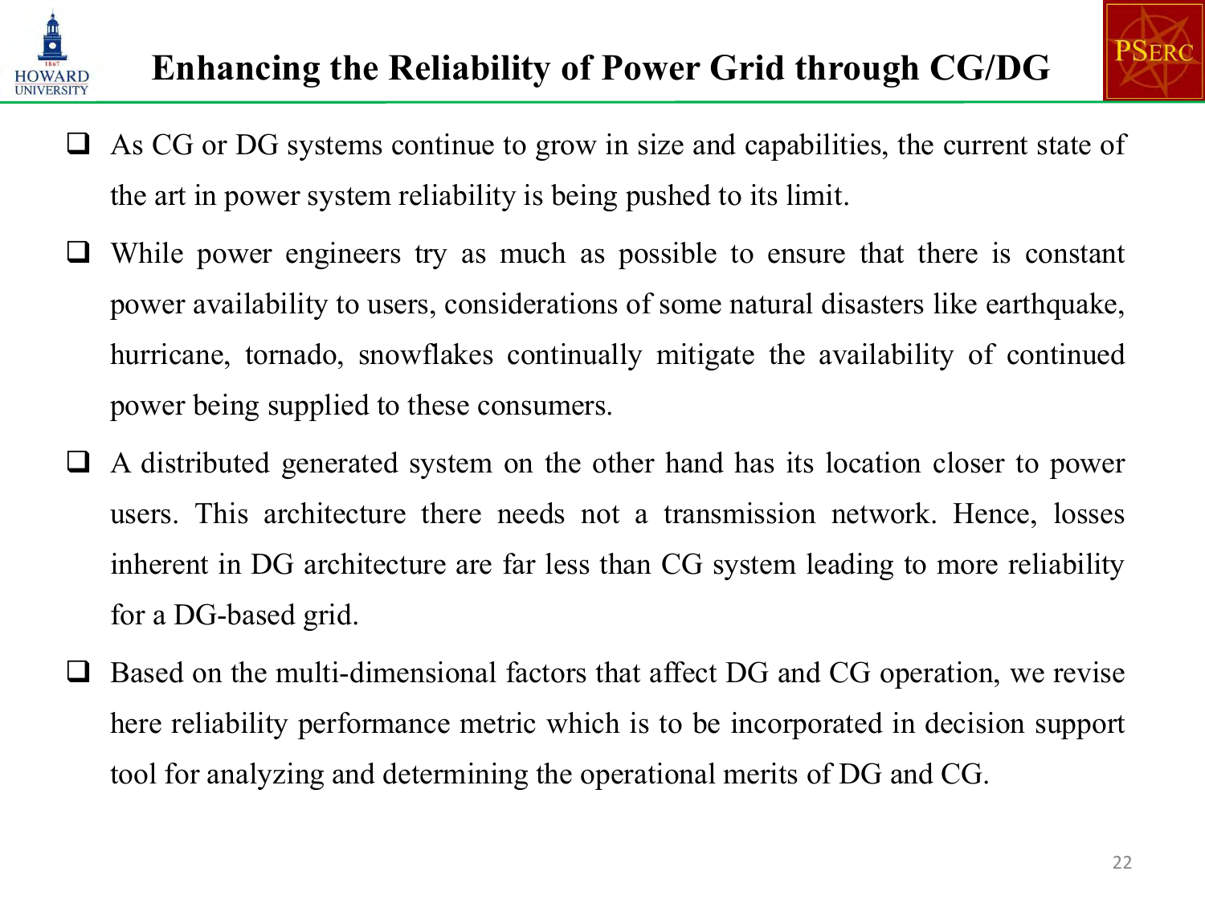# Enhancing the Reliability of Power Grid through CG/DG

- As CG or DG systems continue to grow in size and capabilities, the current state of the art in power system reliability is being pushed to its limit.
- While power engineers try as much as possible to ensure that there is constant power availability to users, considerations of some natural disasters like earthquake, hurricane, tornado, snowflakes continually mitigate the availability of continued power being supplied to these consumers.
- A distributed generated system on the other hand has its location closer to power users. This architecture there needs not a transmission network. Hence, losses inherent in DG architecture are far less than CG system leading to more reliability for a DG-based grid.
- Based on the multi-dimensional factors that affect DG and CG operation, we revise here reliability performance metric which is to be incorporated in decision support tool for analyzing and determining the operational merits of DG and CG.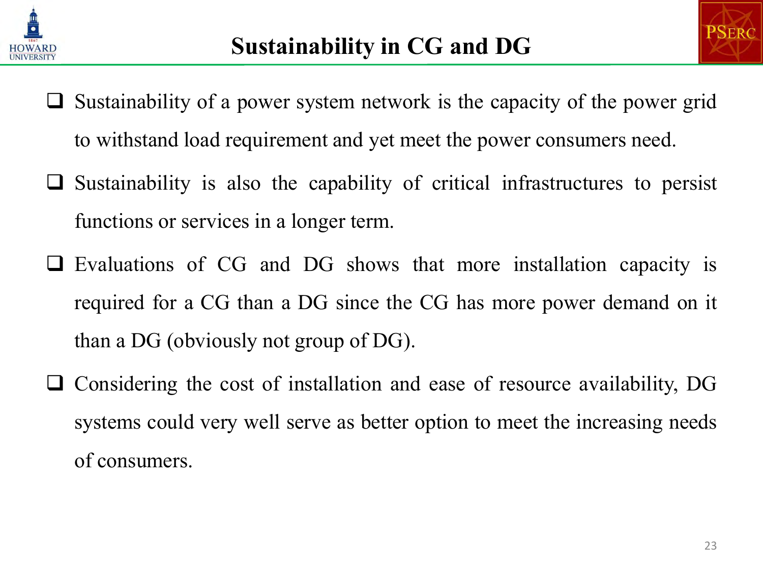# Sustainability in CG and DG

- Sustainability of a power system network is the capacity of the power grid to withstand load requirement and yet meet the power consumers need.
- Sustainability is also the capability of critical infrastructures to persist functions or services in a longer term.
- Evaluations of CG and DG shows that more installation capacity is required for a CG than a DG since the CG has more power demand on it than a DG (obviously not group of DG).
- Considering the cost of installation and ease of resource availability, DG systems could very well serve as better option to meet the increasing needs of consumers.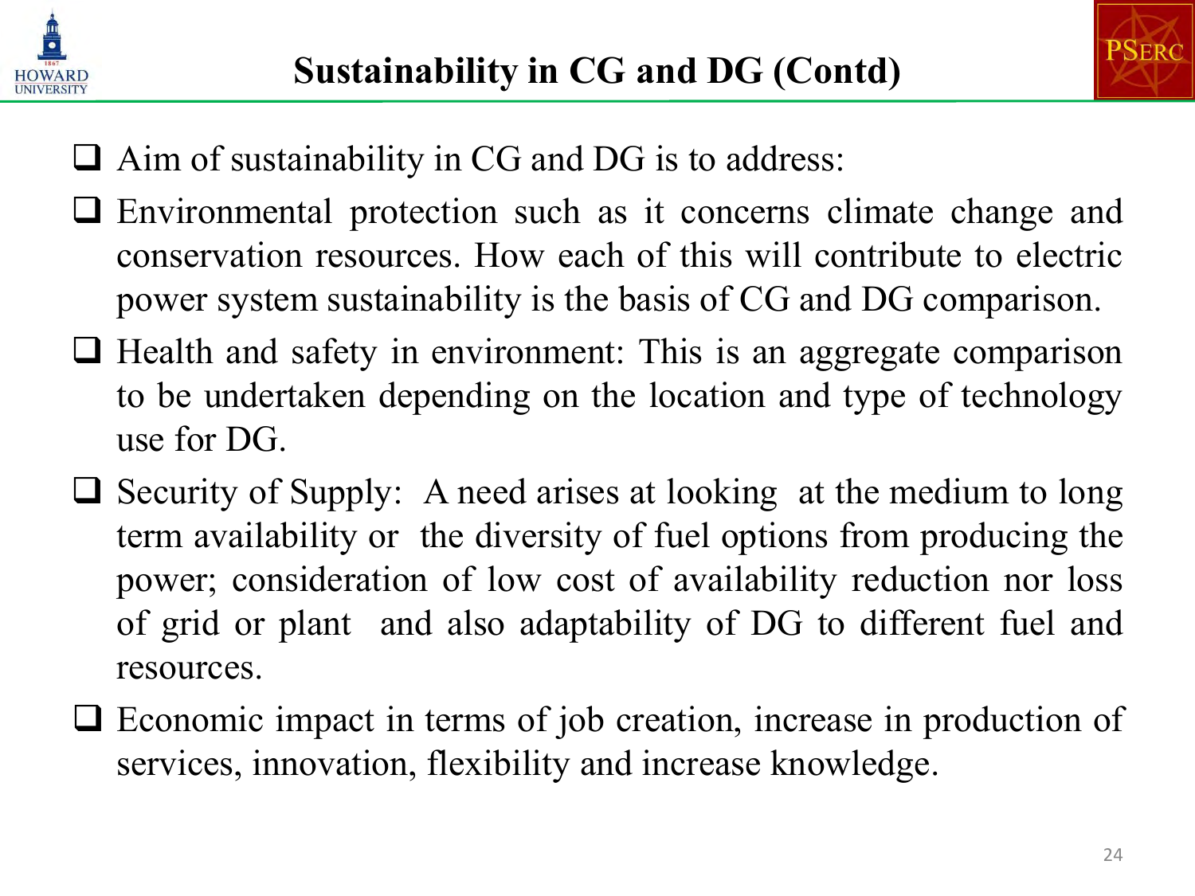# Sustainability in CG and DG (Contd)

- Aim of sustainability in CG and DG is to address:
- Environmental protection such as it concerns climate change and conservation resources. How each of this will contribute to electric power system sustainability is the basis of CG and DG comparison.
- Health and safety in environment: This is an aggregate comparison to be undertaken depending on the location and type of technology use for DG.
- Security of Supply: A need arises at looking at the medium to long term availability or the diversity of fuel options from producing the power; consideration of low cost of availability reduction nor loss of grid or plant and also adaptability of DG to different fuel and resources.
- Economic impact in terms of job creation, increase in production of services, innovation, flexibility and increase knowledge.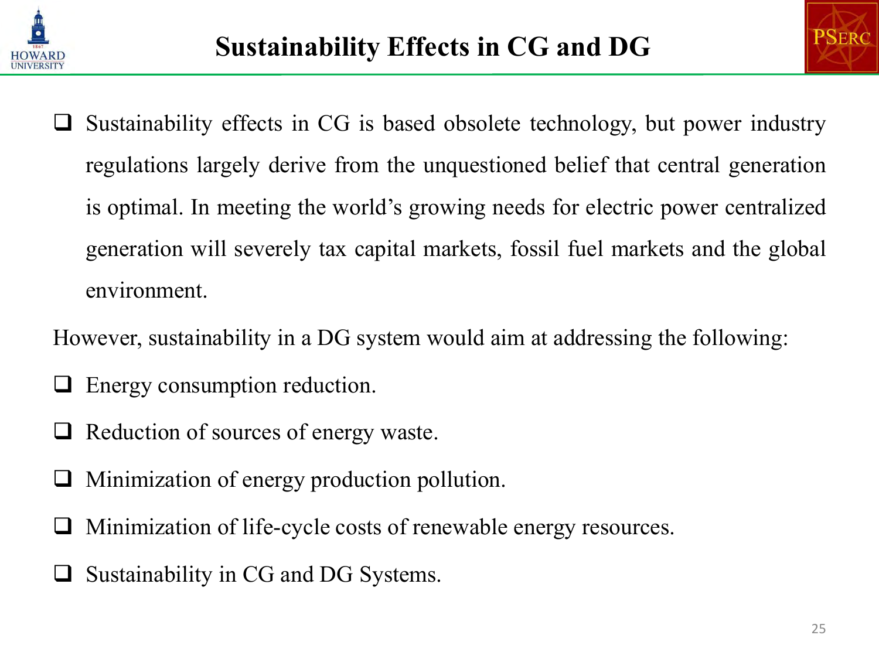# Sustainability Effects in CG and DG

- Sustainability effects in CG is based obsolete technology, but power industry regulations largely derive from the unquestioned belief that central generation is optimal. In meeting the world's growing needs for electric power centralized generation will severely tax capital markets, fossil fuel markets and the global environment.

However, sustainability in a DG system would aim at addressing the following:

- Energy consumption reduction.
- Reduction of sources of energy waste.
- Minimization of energy production pollution.
- Minimization of life-cycle costs of renewable energy resources.
- Sustainability in CG and DG Systems.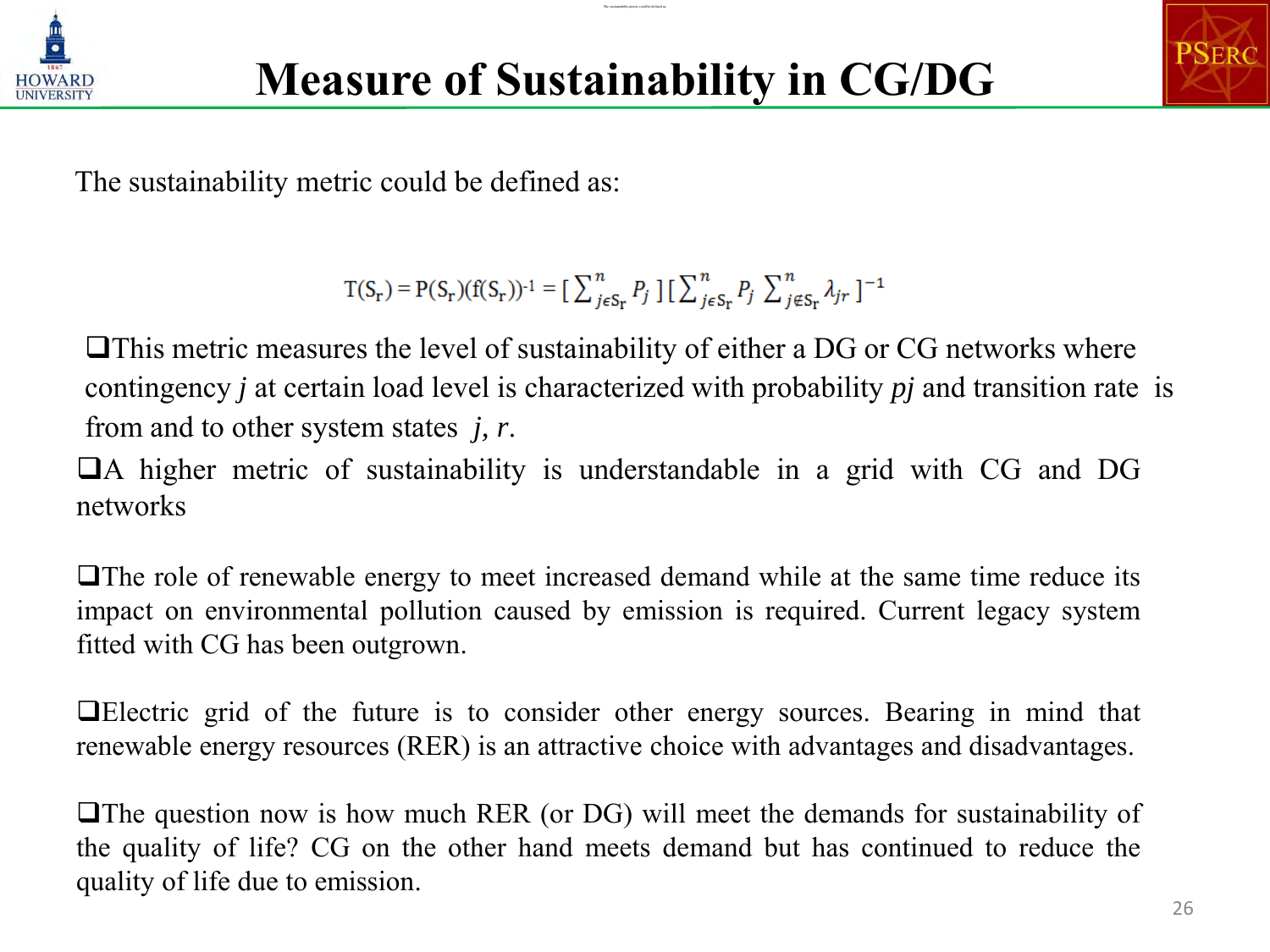# Measure of Sustainability in CG/DG

The sustainability metric could be defined as:

$$T(S_r) = P(S_r)(f(S_r))^{-1} = [\sum_{j\epsilon S_r}^{n} P_j ][\sum_{j\epsilon S_r}^{n} P_j \sum_{j\notin S_r}^{n} \lambda_{jr} ]^{-1}$$

- This metric measures the level of sustainability of either a DG or CG networks where contingency *j* at certain load level is characterized with probability *pj* and transition rate is from and to other system states *j*, *r*.
- A higher metric of sustainability is understandable in a grid with CG and DG networks
- The role of renewable energy to meet increased demand while at the same time reduce its impact on environmental pollution caused by emission is required. Current legacy system fitted with CG has been outgrown.
- Electric grid of the future is to consider other energy sources. Bearing in mind that renewable energy resources (RER) is an attractive choice with advantages and disadvantages.
- The question now is how much RER (or DG) will meet the demands for sustainability of the quality of life? CG on the other hand meets demand but has continued to reduce the quality of life due to emission.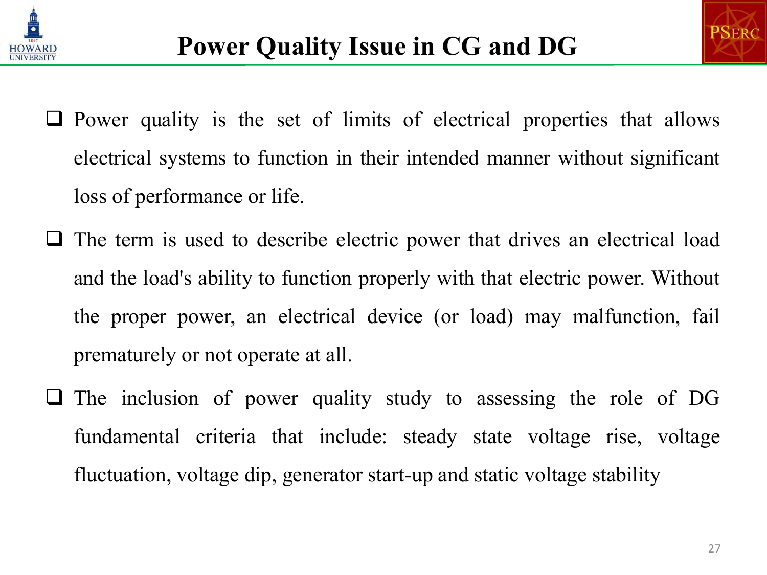# Power Quality Issue in CG and DG

- Power quality is the set of limits of electrical properties that allows electrical systems to function in their intended manner without significant loss of performance or life.
- The term is used to describe electric power that drives an electrical load and the load's ability to function properly with that electric power. Without the proper power, an electrical device (or load) may malfunction, fail prematurely or not operate at all.
- The inclusion of power quality study to assessing the role of DG fundamental criteria that include: steady state voltage rise, voltage fluctuation, voltage dip, generator start-up and static voltage stability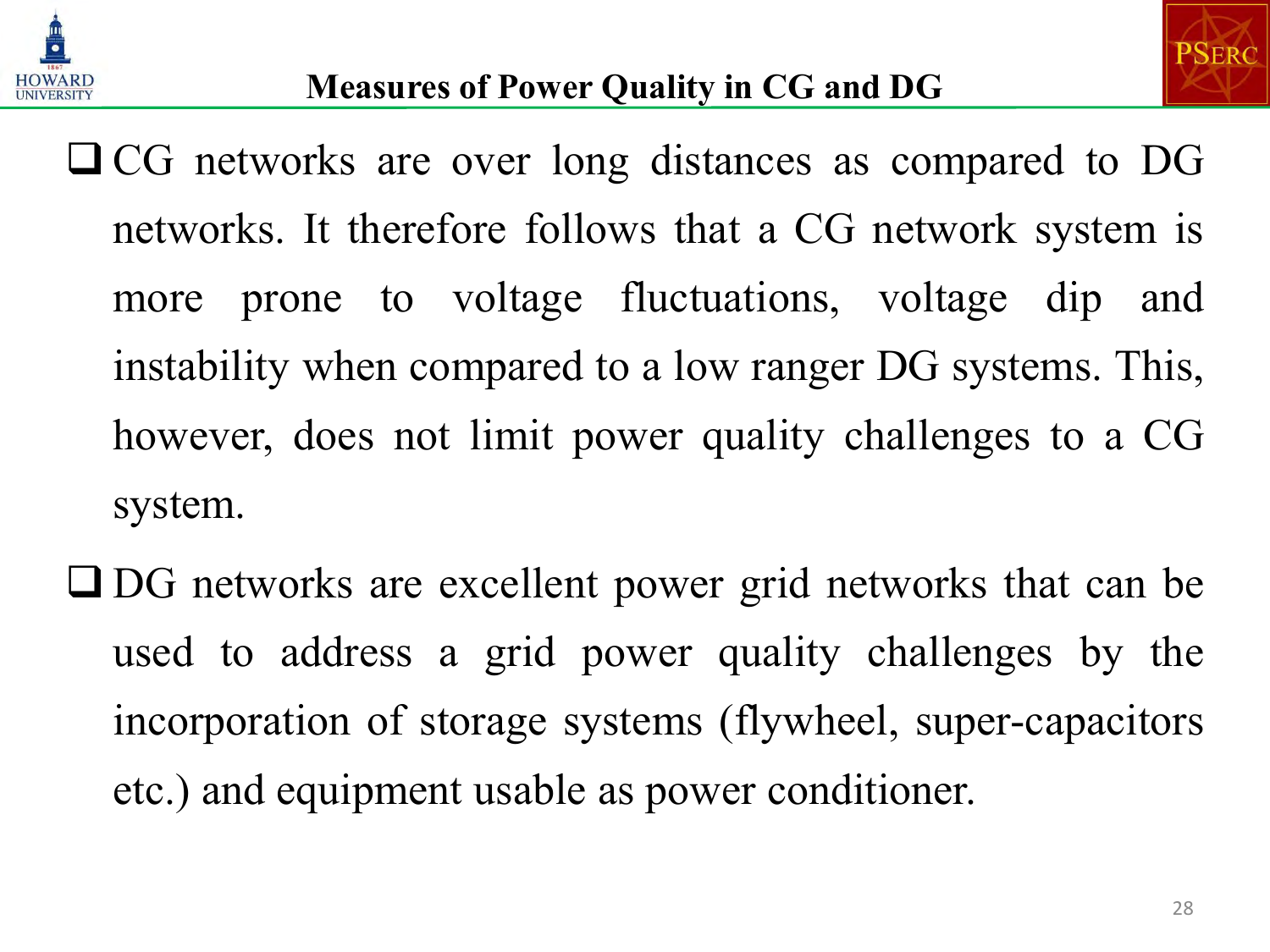# Measures of Power Quality in CG and DG

- CG networks are over long distances as compared to DG networks. It therefore follows that a CG network system is more prone to voltage fluctuations, voltage dip and instability when compared to a low ranger DG systems. This, however, does not limit power quality challenges to a CG system.
- DG networks are excellent power grid networks that can be used to address a grid power quality challenges by the incorporation of storage systems (flywheel, super-capacitors etc.) and equipment usable as power conditioner.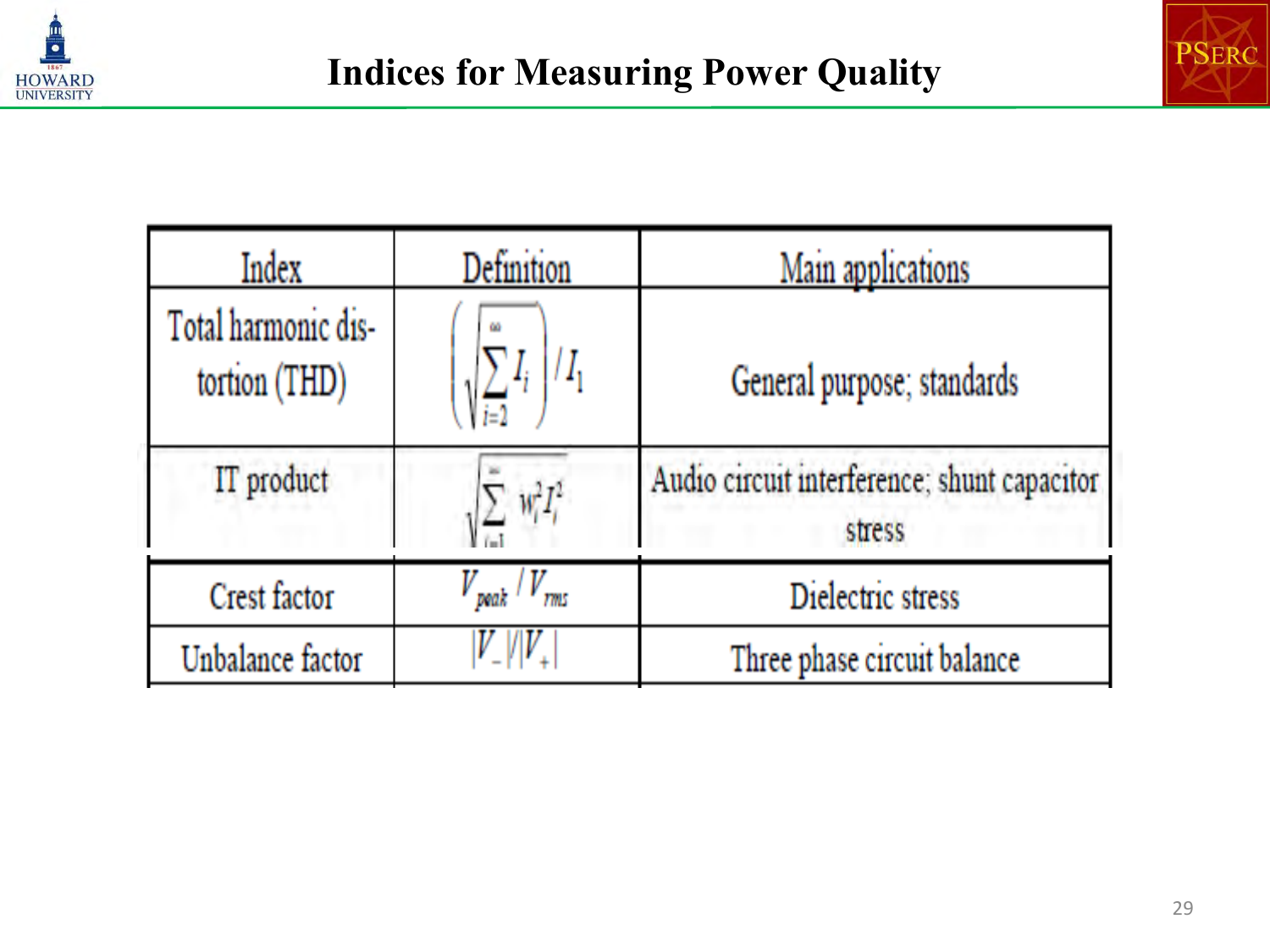# Indices for Measuring Power Quality

| Index | Definition | Main applications |
|---|---|---|
| Total harmonic distortion (THD) | $\left(\sqrt{\sum_{i=2}^{\infty} I_i}\right) / I_1$ | General purpose; standards |
| IT product | $\sqrt{\sum_{i=1}^{\infty} w_i^2 I_i^2}$ | Audio circuit interference; shunt capacitor stress |
| Crest factor | $V_{peak} / V_{rms}$ | Dielectric stress |
| Unbalance factor | $\lvert V_- \rvert / \lvert V_+ \rvert$ | Three phase circuit balance |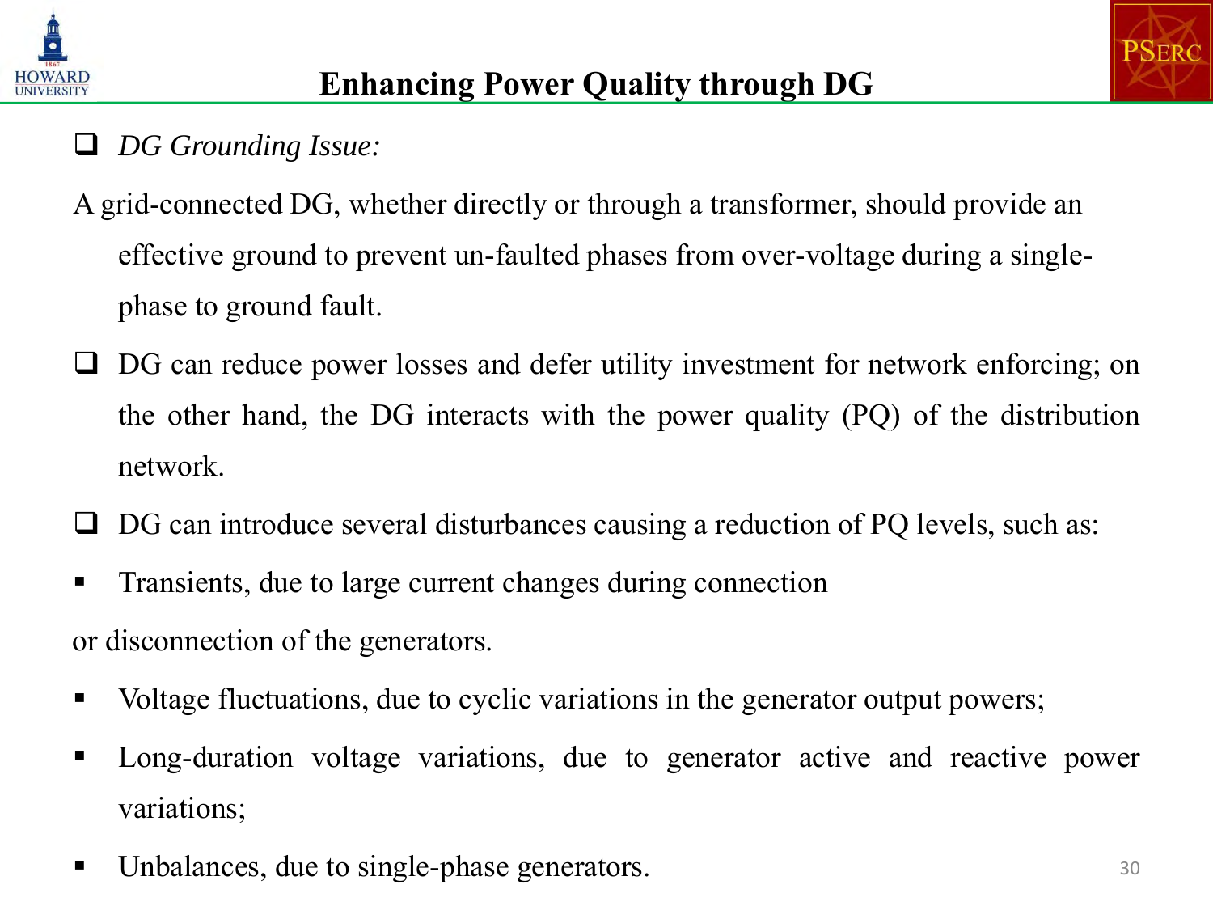# Enhancing Power Quality through DG

- *DG Grounding Issue:*

A grid-connected DG, whether directly or through a transformer, should provide an effective ground to prevent un-faulted phases from over-voltage during a single-phase to ground fault.

- DG can reduce power losses and defer utility investment for network enforcing; on the other hand, the DG interacts with the power quality (PQ) of the distribution network.
- DG can introduce several disturbances causing a reduction of PQ levels, such as:
  - Transients, due to large current changes during connection or disconnection of the generators.
  - Voltage fluctuations, due to cyclic variations in the generator output powers;
  - Long-duration voltage variations, due to generator active and reactive power variations;
  - Unbalances, due to single-phase generators.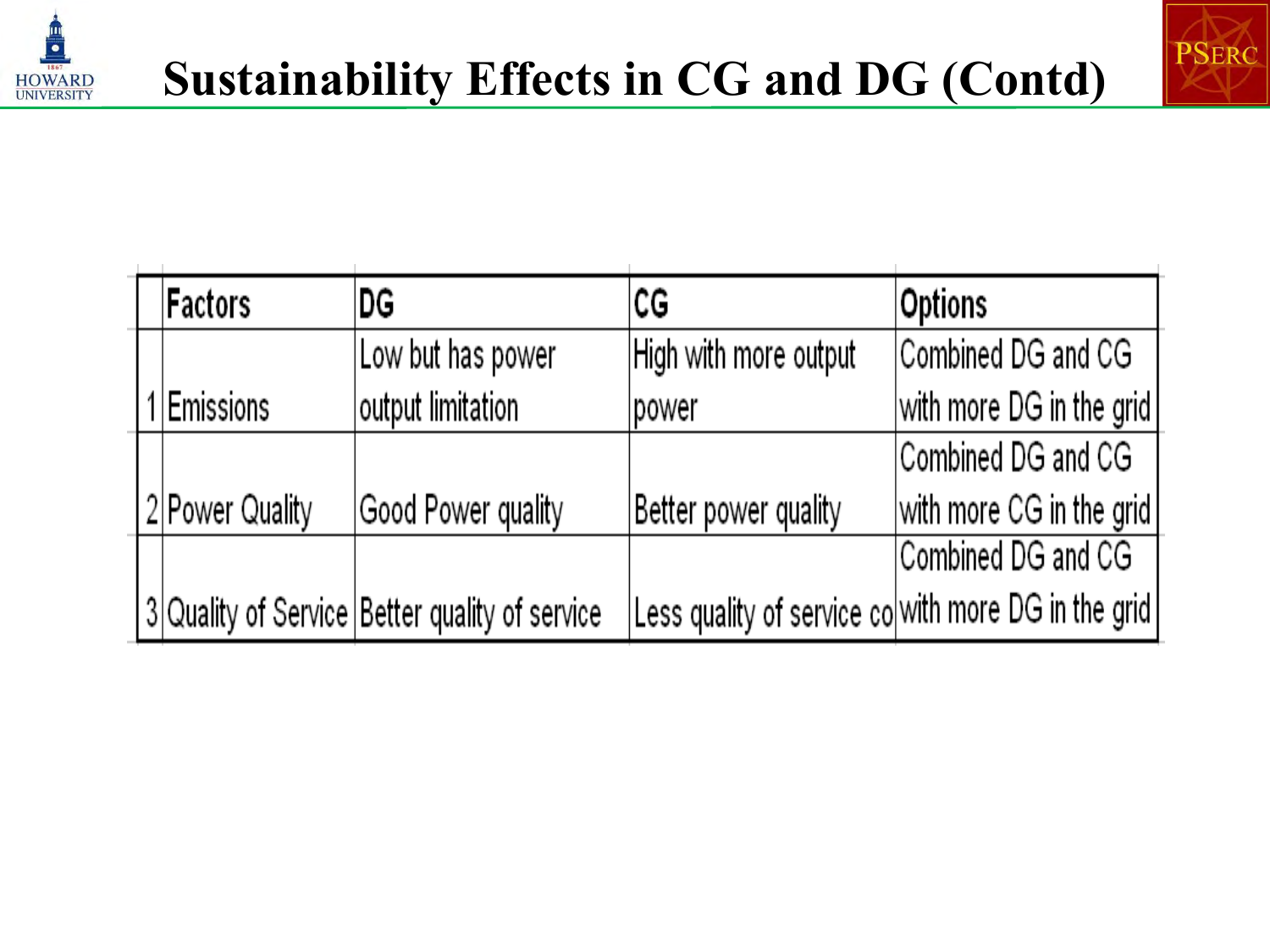# Sustainability Effects in CG and DG (Contd)

| | Factors | DG | CG | Options |
|---|---|---|---|---|
| 1 | Emissions | Low but has power output limitation | High with more output power | Combined DG and CG with more DG in the grid |
| 2 | Power Quality | Good Power quality | Better power quality | Combined DG and CG with more CG in the grid |
| 3 | Quality of Service | Better quality of service | Less quality of service co | Combined DG and CG with more DG in the grid |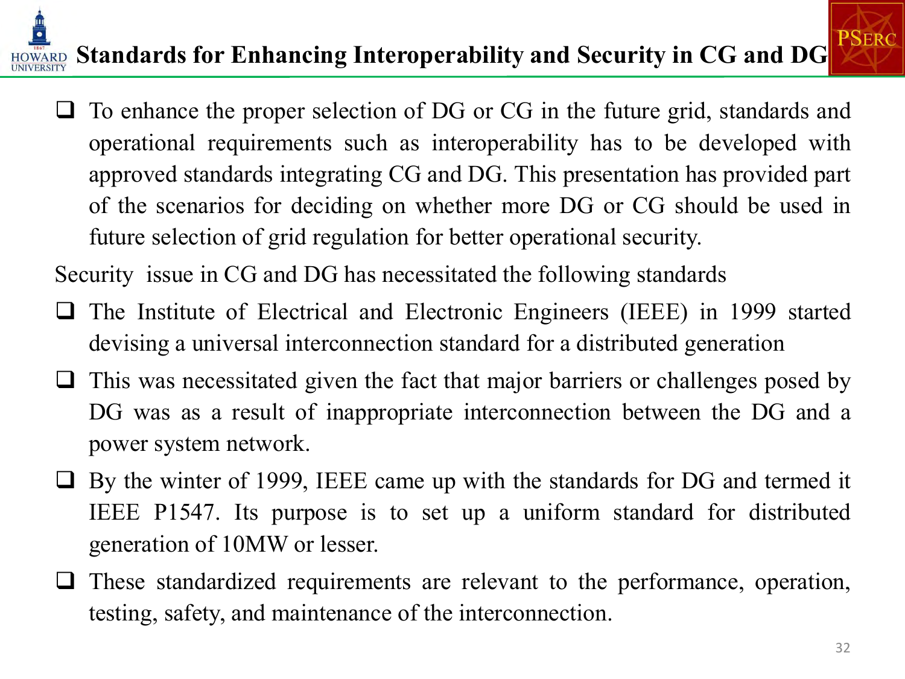# Standards for Enhancing Interoperability and Security in CG and DG

- To enhance the proper selection of DG or CG in the future grid, standards and operational requirements such as interoperability has to be developed with approved standards integrating CG and DG. This presentation has provided part of the scenarios for deciding on whether more DG or CG should be used in future selection of grid regulation for better operational security.

Security issue in CG and DG has necessitated the following standards

- The Institute of Electrical and Electronic Engineers (IEEE) in 1999 started devising a universal interconnection standard for a distributed generation
- This was necessitated given the fact that major barriers or challenges posed by DG was as a result of inappropriate interconnection between the DG and a power system network.
- By the winter of 1999, IEEE came up with the standards for DG and termed it IEEE P1547. Its purpose is to set up a uniform standard for distributed generation of 10MW or lesser.
- These standardized requirements are relevant to the performance, operation, testing, safety, and maintenance of the interconnection.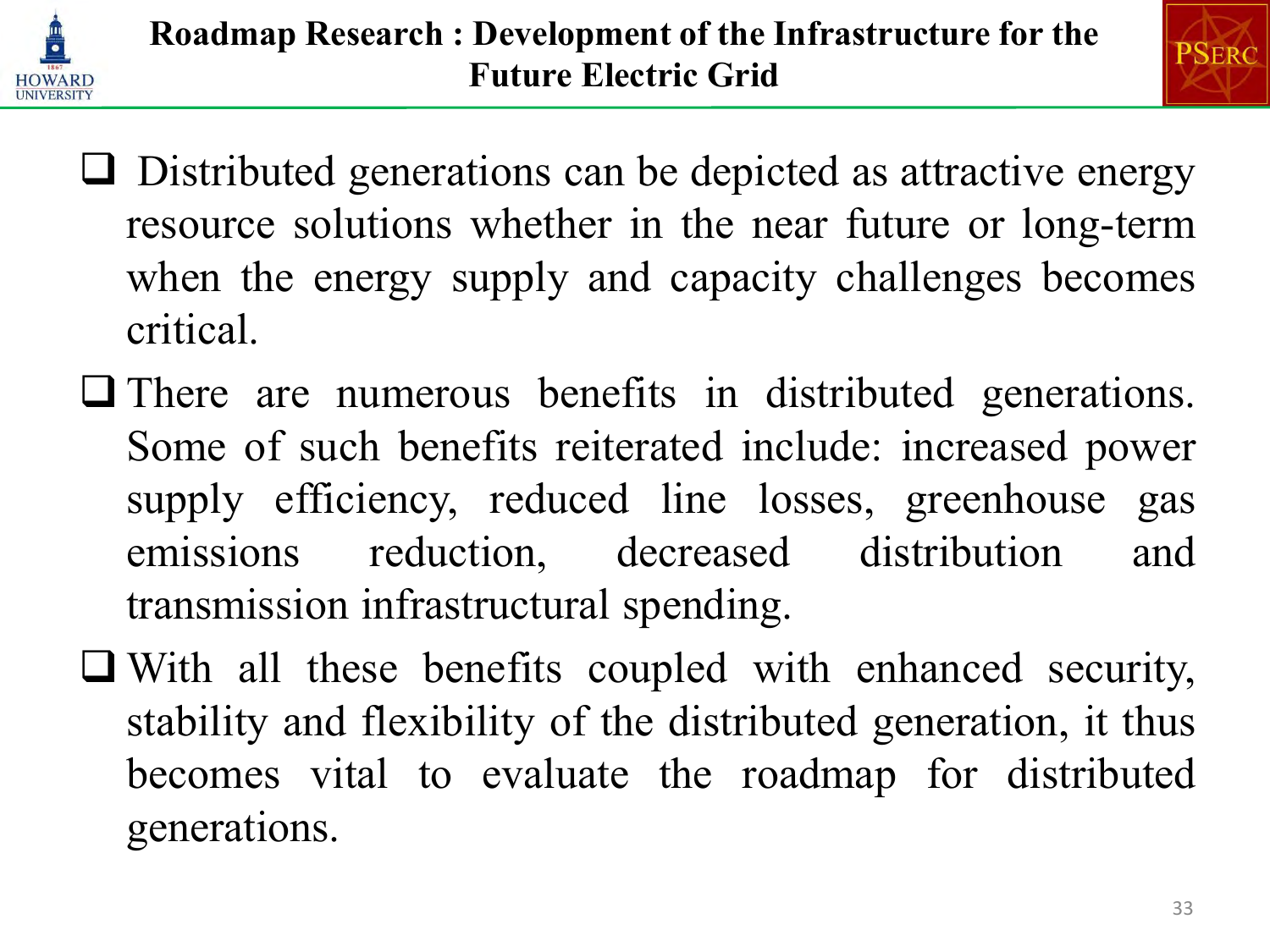# Roadmap Research : Development of the Infrastructure for the Future Electric Grid

- Distributed generations can be depicted as attractive energy resource solutions whether in the near future or long-term when the energy supply and capacity challenges becomes critical.
- There are numerous benefits in distributed generations. Some of such benefits reiterated include: increased power supply efficiency, reduced line losses, greenhouse gas emissions reduction, decreased distribution and transmission infrastructural spending.
- With all these benefits coupled with enhanced security, stability and flexibility of the distributed generation, it thus becomes vital to evaluate the roadmap for distributed generations.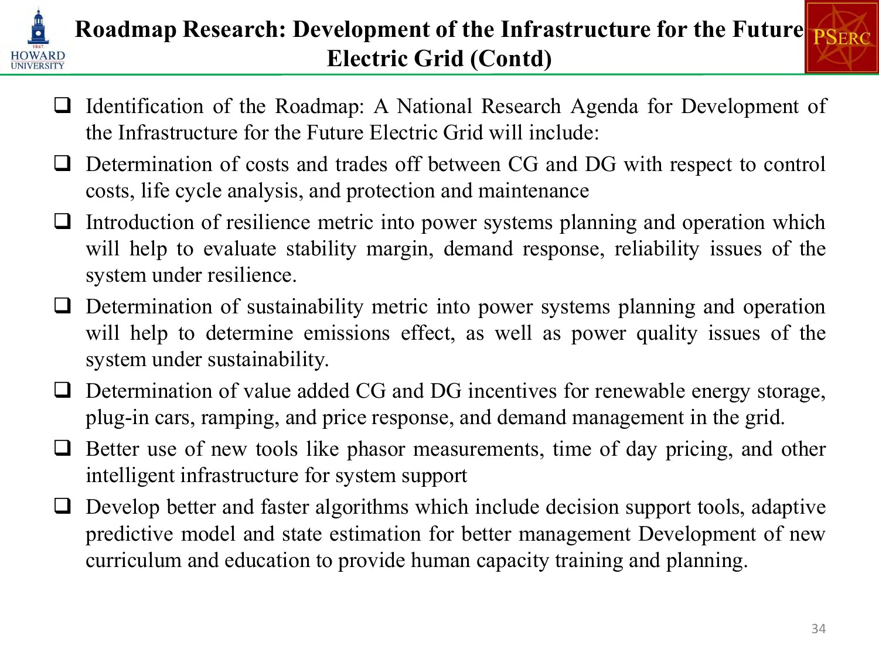# Roadmap Research: Development of the Infrastructure for the Future Electric Grid (Contd)

- Identification of the Roadmap: A National Research Agenda for Development of the Infrastructure for the Future Electric Grid will include:
- Determination of costs and trades off between CG and DG with respect to control costs, life cycle analysis, and protection and maintenance
- Introduction of resilience metric into power systems planning and operation which will help to evaluate stability margin, demand response, reliability issues of the system under resilience.
- Determination of sustainability metric into power systems planning and operation will help to determine emissions effect, as well as power quality issues of the system under sustainability.
- Determination of value added CG and DG incentives for renewable energy storage, plug-in cars, ramping, and price response, and demand management in the grid.
- Better use of new tools like phasor measurements, time of day pricing, and other intelligent infrastructure for system support
- Develop better and faster algorithms which include decision support tools, adaptive predictive model and state estimation for better management Development of new curriculum and education to provide human capacity training and planning.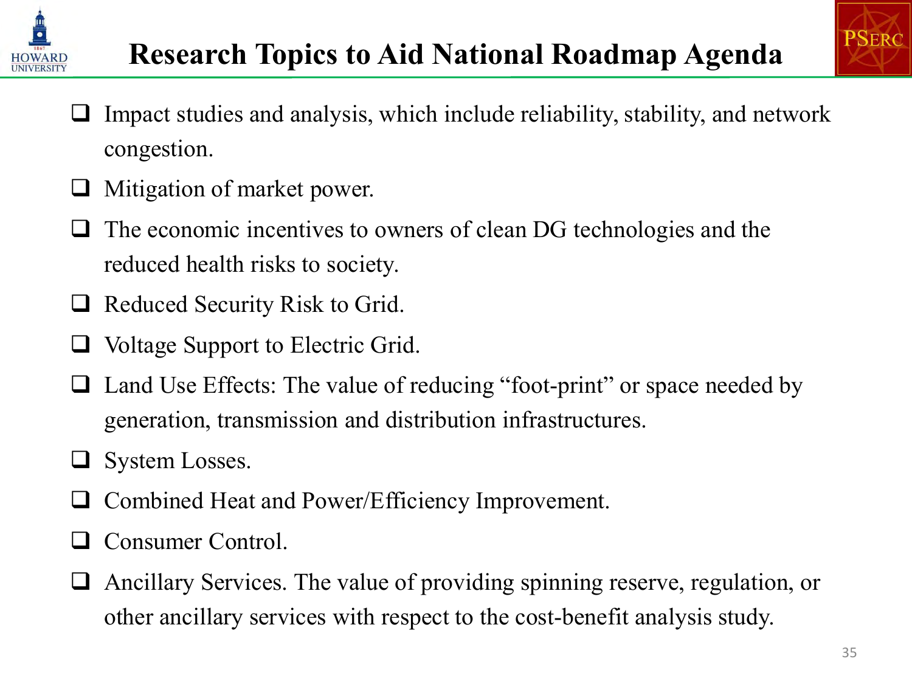# Research Topics to Aid National Roadmap Agenda

- Impact studies and analysis, which include reliability, stability, and network congestion.
- Mitigation of market power.
- The economic incentives to owners of clean DG technologies and the reduced health risks to society.
- Reduced Security Risk to Grid.
- Voltage Support to Electric Grid.
- Land Use Effects: The value of reducing "foot-print" or space needed by generation, transmission and distribution infrastructures.
- System Losses.
- Combined Heat and Power/Efficiency Improvement.
- Consumer Control.
- Ancillary Services. The value of providing spinning reserve, regulation, or other ancillary services with respect to the cost-benefit analysis study.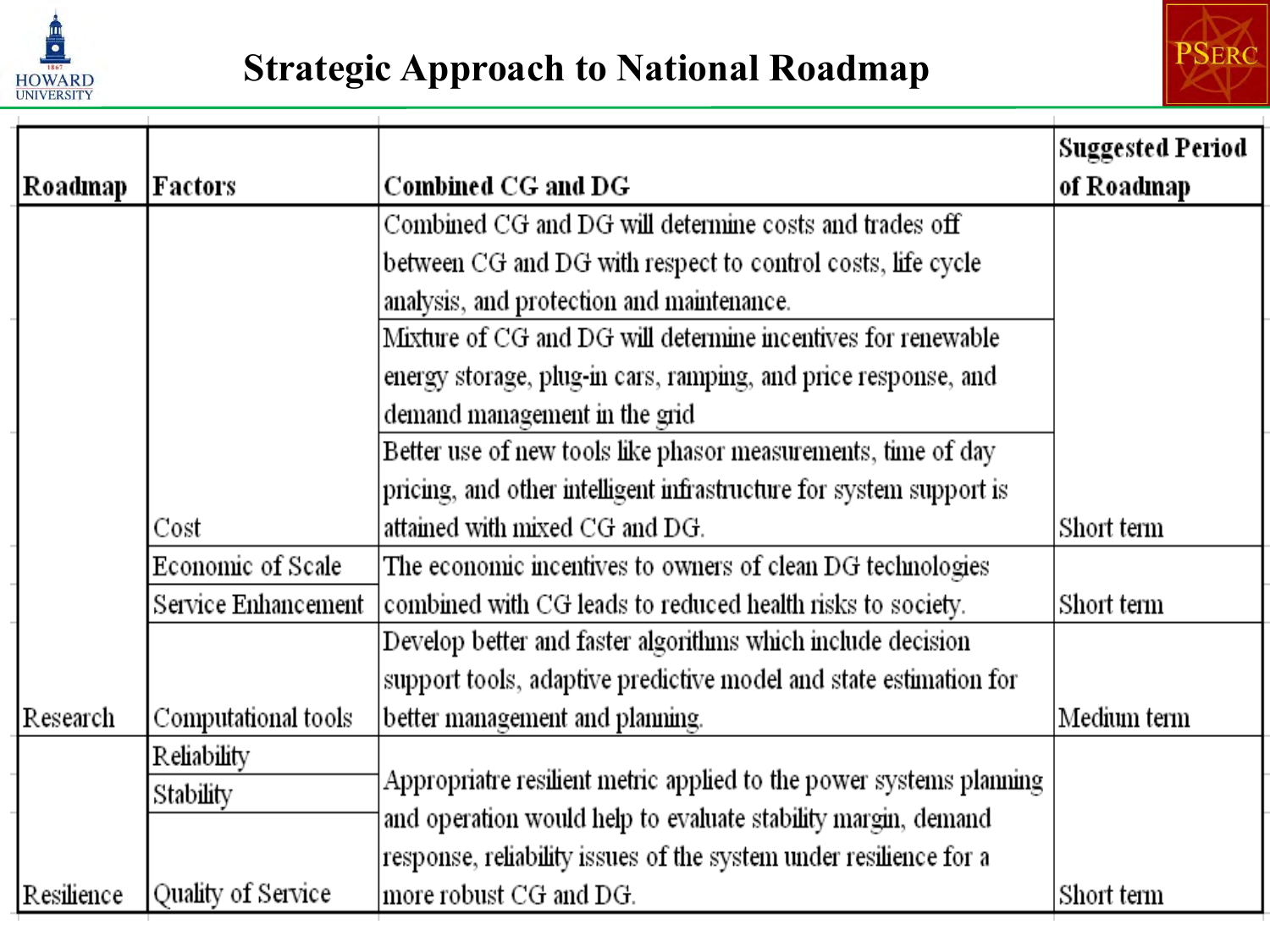# Strategic Approach to National Roadmap

| Roadmap | Factors | Combined CG and DG | Suggested Period of Roadmap |
|---|---|---|---|
| Research | Cost | Combined CG and DG will determine costs and trades off between CG and DG with respect to control costs, life cycle analysis, and protection and maintenance. | Short term |
| | | Mixture of CG and DG will determine incentives for renewable energy storage, plug-in cars, ramping, and price response, and demand management in the grid | |
| | | Better use of new tools like phasor measurements, time of day pricing, and other intelligent infrastructure for system support is attained with mixed CG and DG. | |
| | Economic of Scale | The economic incentives to owners of clean DG technologies combined with CG leads to reduced health risks to society. | Short term |
| | Service Enhancement | | |
| | Computational tools | Develop better and faster algorithms which include decision support tools, adaptive predictive model and state estimation for better management and planning. | Medium term |
| Resilience | Reliability | Appropriatre resilient metric applied to the power systems planning and operation would help to evaluate stability margin, demand response, reliability issues of the system under resilience for a more robust CG and DG. | Short term |
| | Stability | | |
| | Quality of Service | | |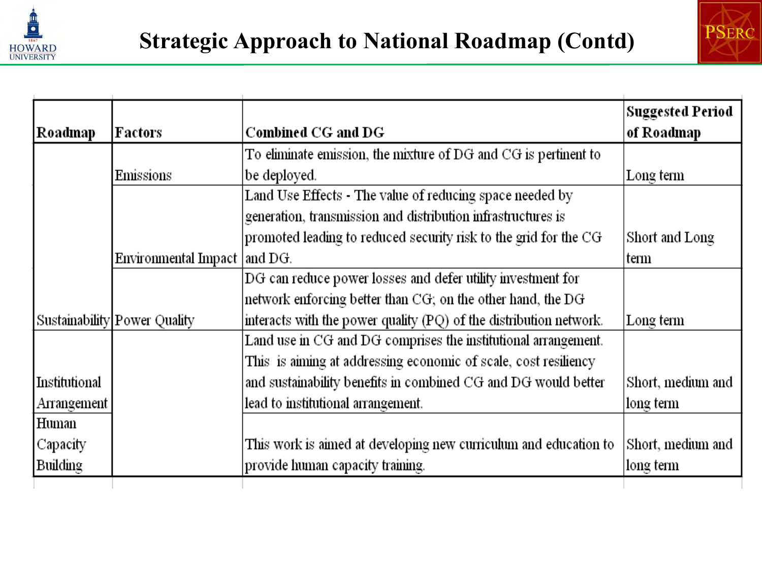# Strategic Approach to National Roadmap (Contd)

| Roadmap | Factors | Combined CG and DG | Suggested Period of Roadmap |
|---|---|---|---|
| Sustainability | Emissions | To eliminate emission, the mixture of DG and CG is pertinent to be deployed. | Long term |
| | Environmental Impact | Land Use Effects - The value of reducing space needed by generation, transmission and distribution infrastructures is promoted leading to reduced security risk to the grid for the CG and DG. | Short and Long term |
| | Power Quality | DG can reduce power losses and defer utility investment for network enforcing better than CG; on the other hand, the DG interacts with the power quality (PQ) of the distribution network. | Long term |
| Institutional Arrangement | | Land use in CG and DG comprises the institutional arrangement. This is aiming at addressing economic of scale, cost resiliency and sustainability benefits in combined CG and DG would better lead to institutional arrangement. | Short, medium and long term |
| Human Capacity Building | | This work is aimed at developing new curriculum and education to provide human capacity training. | Short, medium and long term |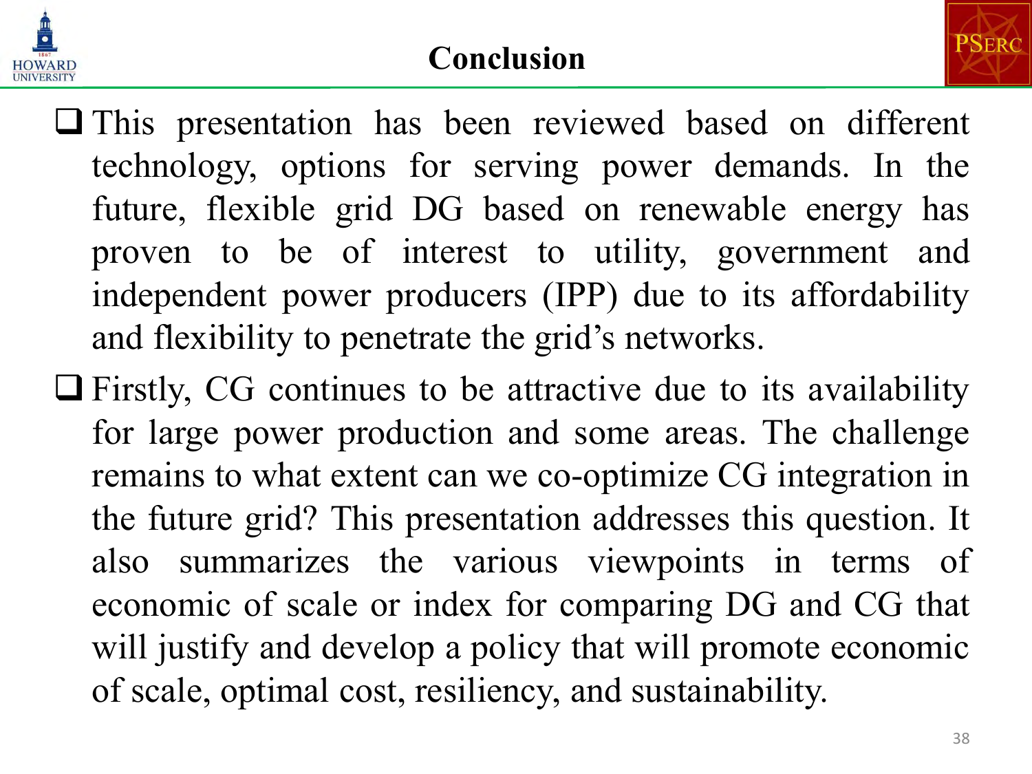# Conclusion

- This presentation has been reviewed based on different technology, options for serving power demands. In the future, flexible grid DG based on renewable energy has proven to be of interest to utility, government and independent power producers (IPP) due to its affordability and flexibility to penetrate the grid's networks.
- Firstly, CG continues to be attractive due to its availability for large power production and some areas. The challenge remains to what extent can we co-optimize CG integration in the future grid? This presentation addresses this question. It also summarizes the various viewpoints in terms of economic of scale or index for comparing DG and CG that will justify and develop a policy that will promote economic of scale, optimal cost, resiliency, and sustainability.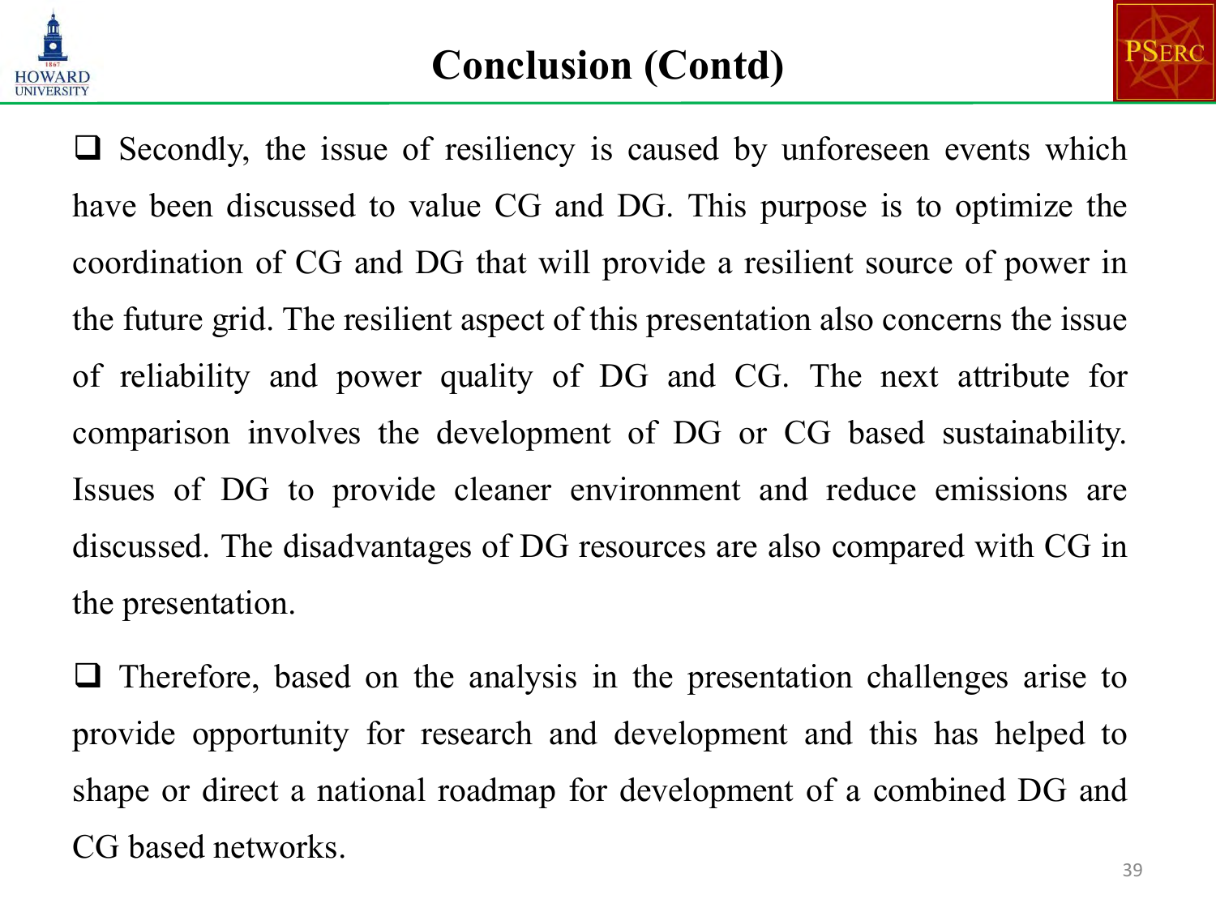# Conclusion (Contd)

- Secondly, the issue of resiliency is caused by unforeseen events which have been discussed to value CG and DG. This purpose is to optimize the coordination of CG and DG that will provide a resilient source of power in the future grid. The resilient aspect of this presentation also concerns the issue of reliability and power quality of DG and CG. The next attribute for comparison involves the development of DG or CG based sustainability. Issues of DG to provide cleaner environment and reduce emissions are discussed. The disadvantages of DG resources are also compared with CG in the presentation.

- Therefore, based on the analysis in the presentation challenges arise to provide opportunity for research and development and this has helped to shape or direct a national roadmap for development of a combined DG and CG based networks.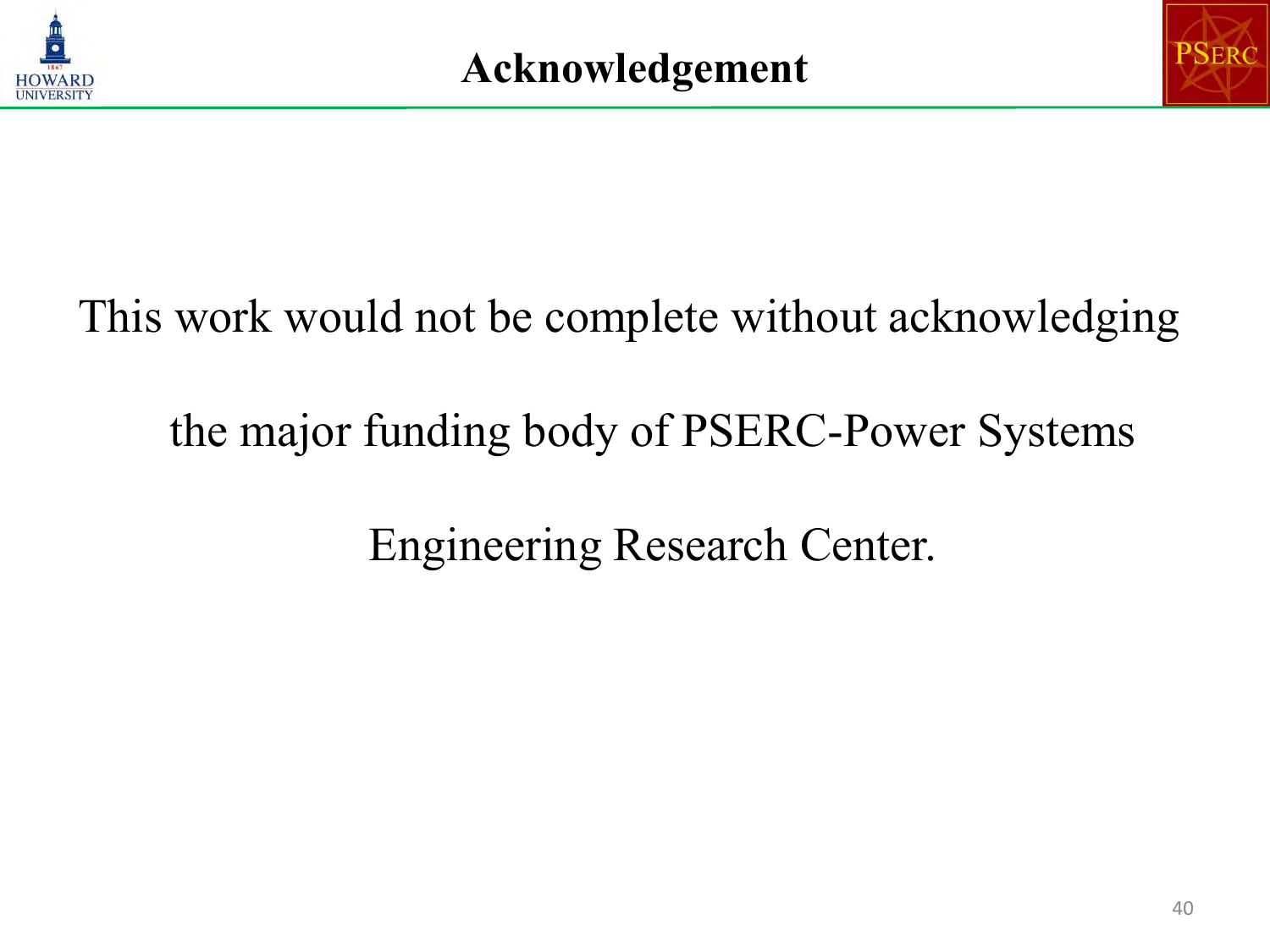# Acknowledgement

This work would not be complete without acknowledging the major funding body of PSERC-Power Systems Engineering Research Center.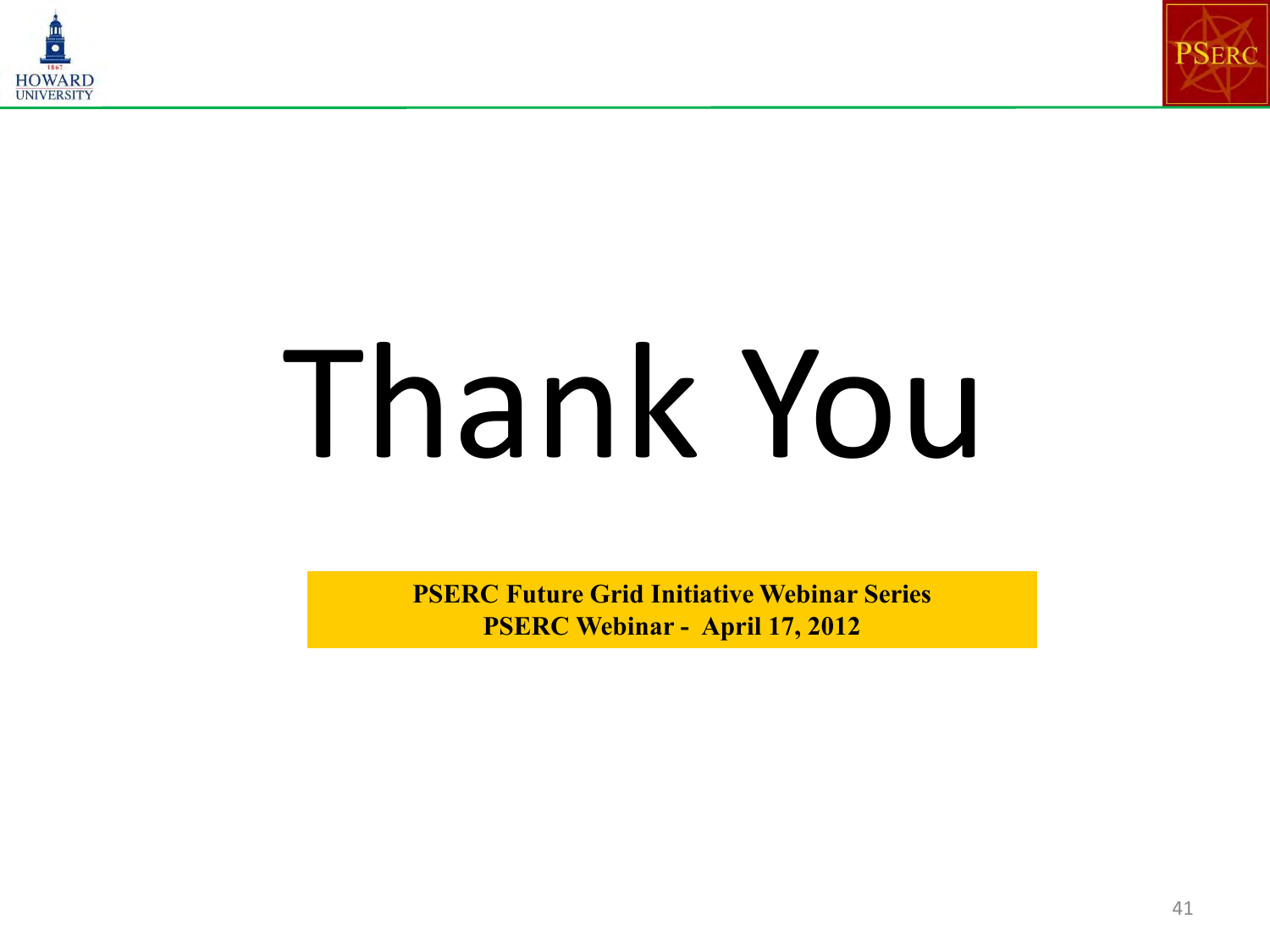# Thank You

**PSERC Future Grid Initiative Webinar Series**
**PSERC Webinar - April 17, 2012**